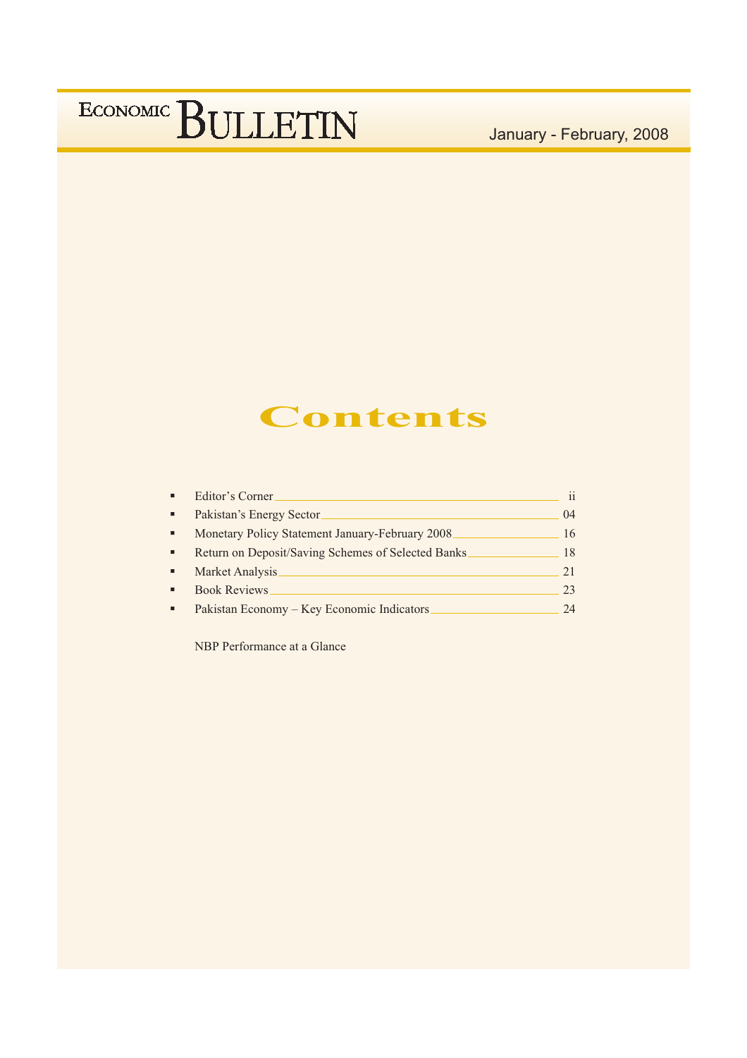# Economic Bulletin

January - February, 2008

## Contents

- Editor's Corner ____ ii
- Pakistan's Energy Sector ____ 04
- Monetary Policy Statement January-February 2008 ____ 16
- Return on Deposit/Saving Schemes of Selected Banks ____ 18
- Market Analysis ____ 21
- Book Reviews ____ 23
- Pakistan Economy – Key Economic Indicators ____ 24

NBP Performance at a Glance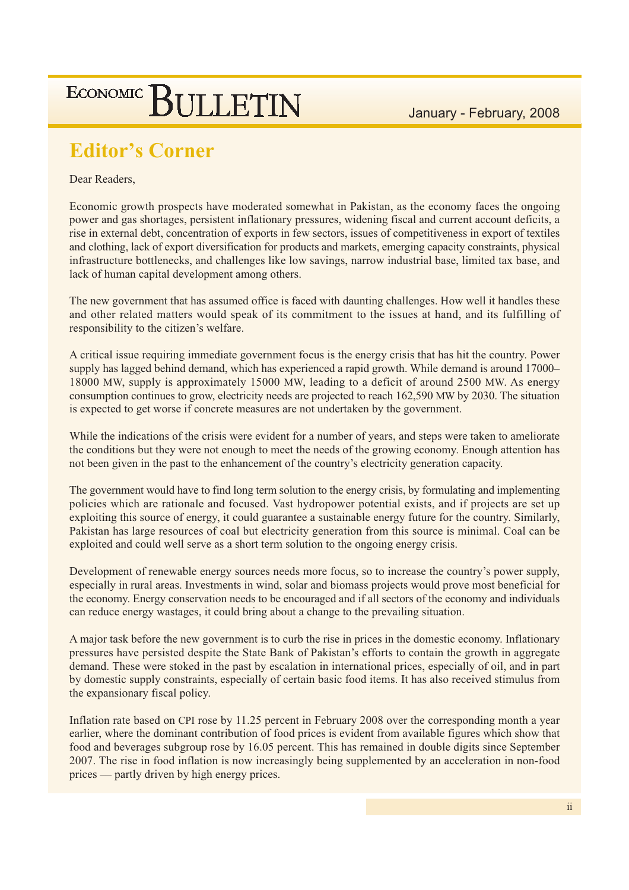## Editor's Corner

Dear Readers,

Economic growth prospects have moderated somewhat in Pakistan, as the economy faces the ongoing power and gas shortages, persistent inflationary pressures, widening fiscal and current account deficits, a rise in external debt, concentration of exports in few sectors, issues of competitiveness in export of textiles and clothing, lack of export diversification for products and markets, emerging capacity constraints, physical infrastructure bottlenecks, and challenges like low savings, narrow industrial base, limited tax base, and lack of human capital development among others.

The new government that has assumed office is faced with daunting challenges. How well it handles these and other related matters would speak of its commitment to the issues at hand, and its fulfilling of responsibility to the citizen's welfare.

A critical issue requiring immediate government focus is the energy crisis that has hit the country. Power supply has lagged behind demand, which has experienced a rapid growth. While demand is around 17000–18000 MW, supply is approximately 15000 MW, leading to a deficit of around 2500 MW. As energy consumption continues to grow, electricity needs are projected to reach 162,590 MW by 2030. The situation is expected to get worse if concrete measures are not undertaken by the government.

While the indications of the crisis were evident for a number of years, and steps were taken to ameliorate the conditions but they were not enough to meet the needs of the growing economy. Enough attention has not been given in the past to the enhancement of the country's electricity generation capacity.

The government would have to find long term solution to the energy crisis, by formulating and implementing policies which are rationale and focused. Vast hydropower potential exists, and if projects are set up exploiting this source of energy, it could guarantee a sustainable energy future for the country. Similarly, Pakistan has large resources of coal but electricity generation from this source is minimal. Coal can be exploited and could well serve as a short term solution to the ongoing energy crisis.

Development of renewable energy sources needs more focus, so to increase the country's power supply, especially in rural areas. Investments in wind, solar and biomass projects would prove most beneficial for the economy. Energy conservation needs to be encouraged and if all sectors of the economy and individuals can reduce energy wastages, it could bring about a change to the prevailing situation.

A major task before the new government is to curb the rise in prices in the domestic economy. Inflationary pressures have persisted despite the State Bank of Pakistan's efforts to contain the growth in aggregate demand. These were stoked in the past by escalation in international prices, especially of oil, and in part by domestic supply constraints, especially of certain basic food items. It has also received stimulus from the expansionary fiscal policy.

Inflation rate based on CPI rose by 11.25 percent in February 2008 over the corresponding month a year earlier, where the dominant contribution of food prices is evident from available figures which show that food and beverages subgroup rose by 16.05 percent. This has remained in double digits since September 2007. The rise in food inflation is now increasingly being supplemented by an acceleration in non-food prices — partly driven by high energy prices.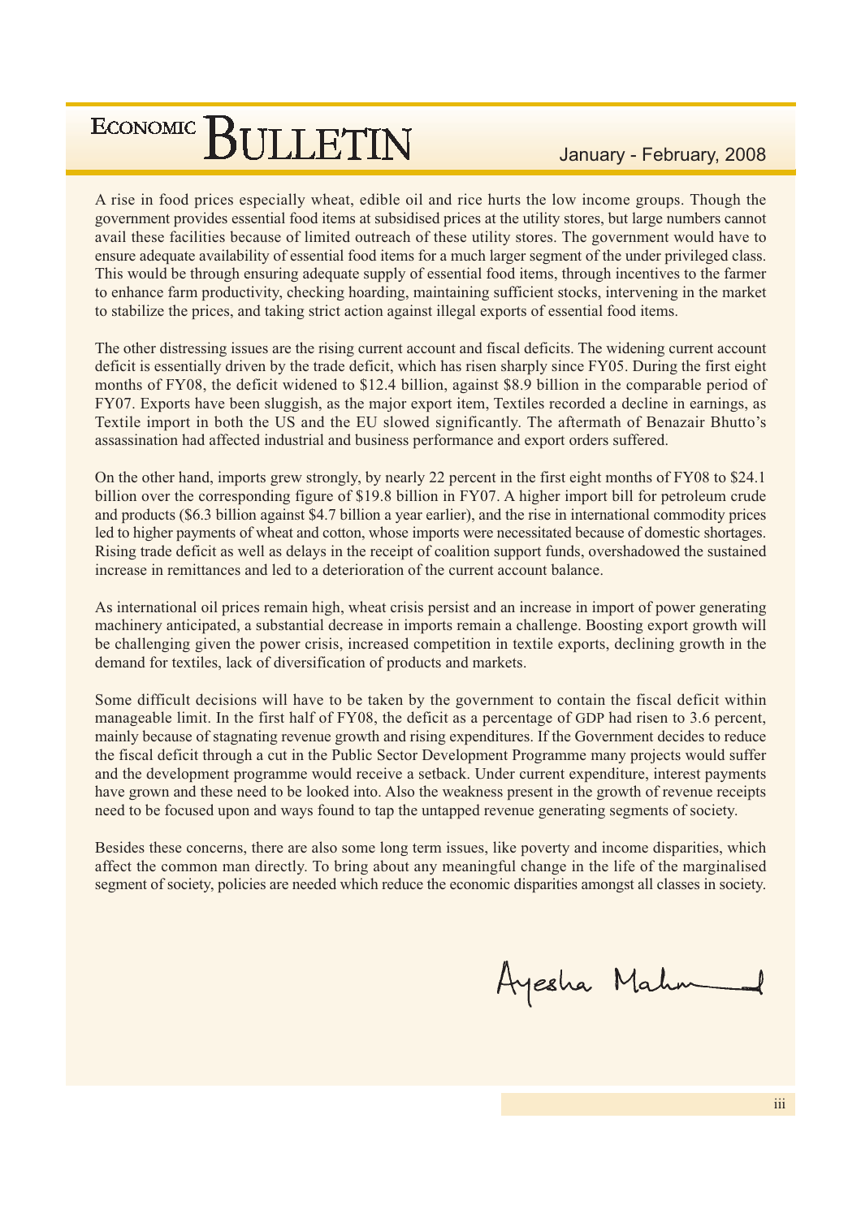A rise in food prices especially wheat, edible oil and rice hurts the low income groups. Though the government provides essential food items at subsidised prices at the utility stores, but large numbers cannot avail these facilities because of limited outreach of these utility stores. The government would have to ensure adequate availability of essential food items for a much larger segment of the under privileged class. This would be through ensuring adequate supply of essential food items, through incentives to the farmer to enhance farm productivity, checking hoarding, maintaining sufficient stocks, intervening in the market to stabilize the prices, and taking strict action against illegal exports of essential food items.

The other distressing issues are the rising current account and fiscal deficits. The widening current account deficit is essentially driven by the trade deficit, which has risen sharply since FY05. During the first eight months of FY08, the deficit widened to $12.4 billion, against $8.9 billion in the comparable period of FY07. Exports have been sluggish, as the major export item, Textiles recorded a decline in earnings, as Textile import in both the US and the EU slowed significantly. The aftermath of Benazair Bhutto's assassination had affected industrial and business performance and export orders suffered.

On the other hand, imports grew strongly, by nearly 22 percent in the first eight months of FY08 to $24.1 billion over the corresponding figure of $19.8 billion in FY07. A higher import bill for petroleum crude and products ($6.3 billion against $4.7 billion a year earlier), and the rise in international commodity prices led to higher payments of wheat and cotton, whose imports were necessitated because of domestic shortages. Rising trade deficit as well as delays in the receipt of coalition support funds, overshadowed the sustained increase in remittances and led to a deterioration of the current account balance.

As international oil prices remain high, wheat crisis persist and an increase in import of power generating machinery anticipated, a substantial decrease in imports remain a challenge. Boosting export growth will be challenging given the power crisis, increased competition in textile exports, declining growth in the demand for textiles, lack of diversification of products and markets.

Some difficult decisions will have to be taken by the government to contain the fiscal deficit within manageable limit. In the first half of FY08, the deficit as a percentage of GDP had risen to 3.6 percent, mainly because of stagnating revenue growth and rising expenditures. If the Government decides to reduce the fiscal deficit through a cut in the Public Sector Development Programme many projects would suffer and the development programme would receive a setback. Under current expenditure, interest payments have grown and these need to be looked into. Also the weakness present in the growth of revenue receipts need to be focused upon and ways found to tap the untapped revenue generating segments of society.

Besides these concerns, there are also some long term issues, like poverty and income disparities, which affect the common man directly. To bring about any meaningful change in the life of the marginalised segment of society, policies are needed which reduce the economic disparities amongst all classes in society.

Ayesha Mahmood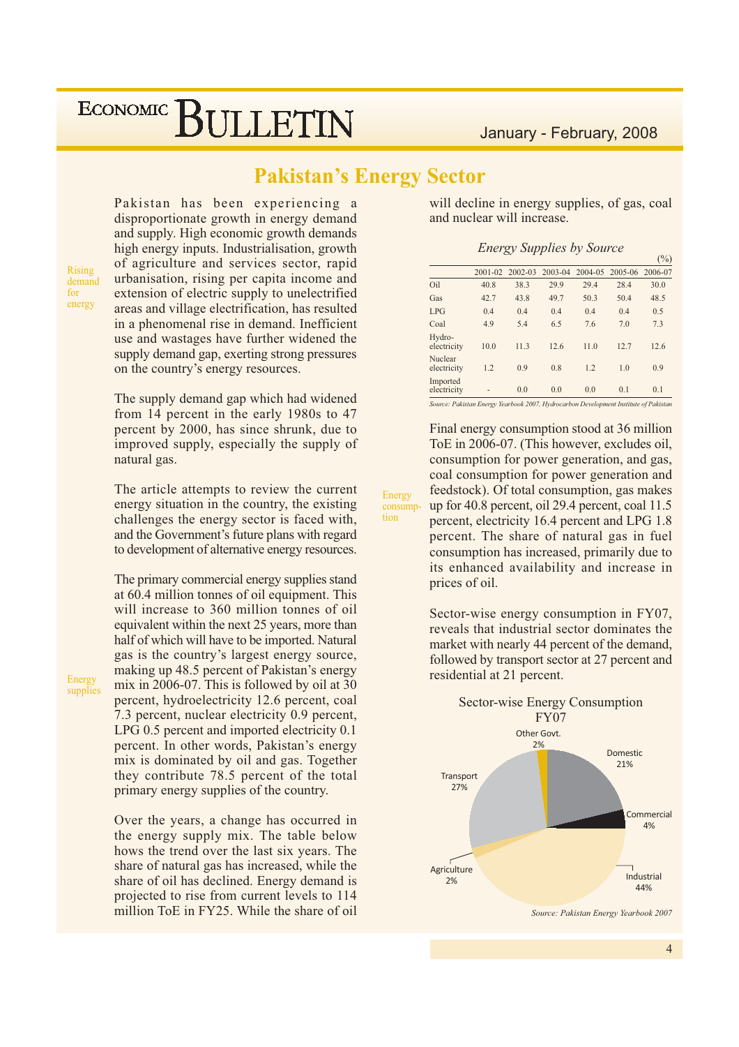# Pakistan's Energy Sector

*Rising demand for energy*

Pakistan has been experiencing a disproportionate growth in energy demand and supply. High economic growth demands high energy inputs. Industrialisation, growth of agriculture and services sector, rapid urbanisation, rising per capita income and extension of electric supply to unelectrified areas and village electrification, has resulted in a phenomenal rise in demand. Inefficient use and wastages have further widened the supply demand gap, exerting strong pressures on the country's energy resources.

The supply demand gap which had widened from 14 percent in the early 1980s to 47 percent by 2000, has since shrunk, due to improved supply, especially the supply of natural gas.

The article attempts to review the current energy situation in the country, the existing challenges the energy sector is faced with, and the Government's future plans with regard to development of alternative energy resources.

*Energy supplies*

The primary commercial energy supplies stand at 60.4 million tonnes of oil equipment. This will increase to 360 million tonnes of oil equivalent within the next 25 years, more than half of which will have to be imported. Natural gas is the country's largest energy source, making up 48.5 percent of Pakistan's energy mix in 2006-07. This is followed by oil at 30 percent, hydroelectricity 12.6 percent, coal 7.3 percent, nuclear electricity 0.9 percent, LPG 0.5 percent and imported electricity 0.1 percent. In other words, Pakistan's energy mix is dominated by oil and gas. Together they contribute 78.5 percent of the total primary energy supplies of the country.

Over the years, a change has occurred in the energy supply mix. The table below hows the trend over the last six years. The share of natural gas has increased, while the share of oil has declined. Energy demand is projected to rise from current levels to 114 million ToE in FY25. While the share of oil will decline in energy supplies, of gas, coal and nuclear will increase.

*Energy Supplies by Source*

(%)

| | 2001-02 | 2002-03 | 2003-04 | 2004-05 | 2005-06 | 2006-07 |
|---|---|---|---|---|---|---|
| Oil | 40.8 | 38.3 | 29.9 | 29.4 | 28.4 | 30.0 |
| Gas | 42.7 | 43.8 | 49.7 | 50.3 | 50.4 | 48.5 |
| LPG | 0.4 | 0.4 | 0.4 | 0.4 | 0.4 | 0.5 |
| Coal | 4.9 | 5.4 | 6.5 | 7.6 | 7.0 | 7.3 |
| Hydro-electricity | 10.0 | 11.3 | 12.6 | 11.0 | 12.7 | 12.6 |
| Nuclear electricity | 1.2 | 0.9 | 0.8 | 1.2 | 1.0 | 0.9 |
| Imported electricity | - | 0.0 | 0.0 | 0.0 | 0.1 | 0.1 |

*Source: Pakistan Energy Yearbook 2007, Hydrocarbon Development Institute of Pakistan*

*Energy consumption*

Final energy consumption stood at 36 million ToE in 2006-07. (This however, excludes oil, consumption for power generation, and gas, coal consumption for power generation and feedstock). Of total consumption, gas makes up for 40.8 percent, oil 29.4 percent, coal 11.5 percent, electricity 16.4 percent and LPG 1.8 percent. The share of natural gas in fuel consumption has increased, primarily due to its enhanced availability and increase in prices of oil.

Sector-wise energy consumption in FY07, reveals that industrial sector dominates the market with nearly 44 percent of the demand, followed by transport sector at 27 percent and residential at 21 percent.

Sector-wise Energy Consumption FY07

| Sector | Share |
|---|---|
| Domestic | 21% |
| Commercial | 4% |
| Industrial | 44% |
| Agriculture | 2% |
| Transport | 27% |
| Other Govt. | 2% |

*Source: Pakistan Energy Yearbook 2007*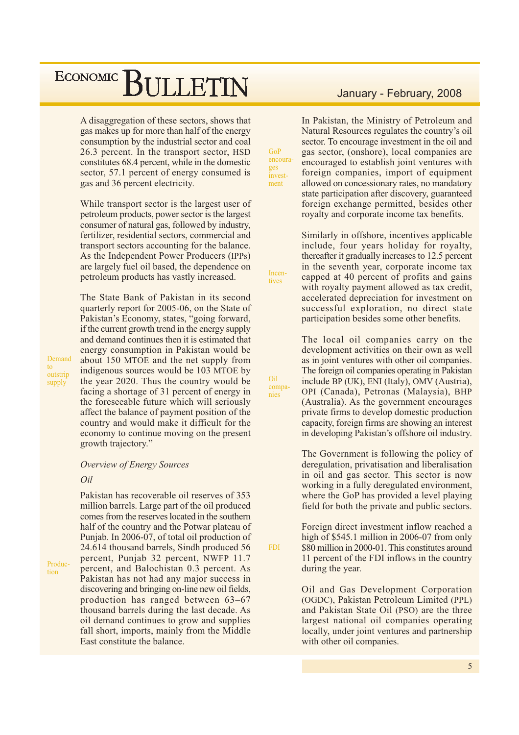A disaggregation of these sectors, shows that gas makes up for more than half of the energy consumption by the industrial sector and coal 26.3 percent. In the transport sector, HSD constitutes 68.4 percent, while in the domestic sector, 57.1 percent of energy consumed is gas and 36 percent electricity.

While transport sector is the largest user of petroleum products, power sector is the largest consumer of natural gas, followed by industry, fertilizer, residential sectors, commercial and transport sectors accounting for the balance. As the Independent Power Producers (IPPs) are largely fuel oil based, the dependence on petroleum products has vastly increased.

Demand to outstrip supply

The State Bank of Pakistan in its second quarterly report for 2005-06, on the State of Pakistan's Economy, states, "going forward, if the current growth trend in the energy supply and demand continues then it is estimated that energy consumption in Pakistan would be about 150 MTOE and the net supply from indigenous sources would be 103 MTOE by the year 2020. Thus the country would be facing a shortage of 31 percent of energy in the foreseeable future which will seriously affect the balance of payment position of the country and would make it difficult for the economy to continue moving on the present growth trajectory."

*Overview of Energy Sources*

*Oil*

Production

Pakistan has recoverable oil reserves of 353 million barrels. Large part of the oil produced comes from the reserves located in the southern half of the country and the Potwar plateau of Punjab. In 2006-07, of total oil production of 24.614 thousand barrels, Sindh produced 56 percent, Punjab 32 percent, NWFP 11.7 percent, and Balochistan 0.3 percent. As Pakistan has not had any major success in discovering and bringing on-line new oil fields, production has ranged between 63–67 thousand barrels during the last decade. As oil demand continues to grow and supplies fall short, imports, mainly from the Middle East constitute the balance.

GoP encourages investment

In Pakistan, the Ministry of Petroleum and Natural Resources regulates the country's oil sector. To encourage investment in the oil and gas sector, (onshore), local companies are encouraged to establish joint ventures with foreign companies, import of equipment allowed on concessionary rates, no mandatory state participation after discovery, guaranteed foreign exchange permitted, besides other royalty and corporate income tax benefits.

Incentives

Similarly in offshore, incentives applicable include, four years holiday for royalty, thereafter it gradually increases to 12.5 percent in the seventh year, corporate income tax capped at 40 percent of profits and gains with royalty payment allowed as tax credit, accelerated depreciation for investment on successful exploration, no direct state participation besides some other benefits.

Oil companies

The local oil companies carry on the development activities on their own as well as in joint ventures with other oil companies. The foreign oil companies operating in Pakistan include BP (UK), ENI (Italy), OMV (Austria), OPI (Canada), Petronas (Malaysia), BHP (Australia). As the government encourages private firms to develop domestic production capacity, foreign firms are showing an interest in developing Pakistan's offshore oil industry.

The Government is following the policy of deregulation, privatisation and liberalisation in oil and gas sector. This sector is now working in a fully deregulated environment, where the GoP has provided a level playing field for both the private and public sectors.

FDI

Foreign direct investment inflow reached a high of $545.1 million in 2006-07 from only $80 million in 2000-01. This constitutes around 11 percent of the FDI inflows in the country during the year.

Oil and Gas Development Corporation (OGDC), Pakistan Petroleum Limited (PPL) and Pakistan State Oil (PSO) are the three largest national oil companies operating locally, under joint ventures and partnership with other oil companies.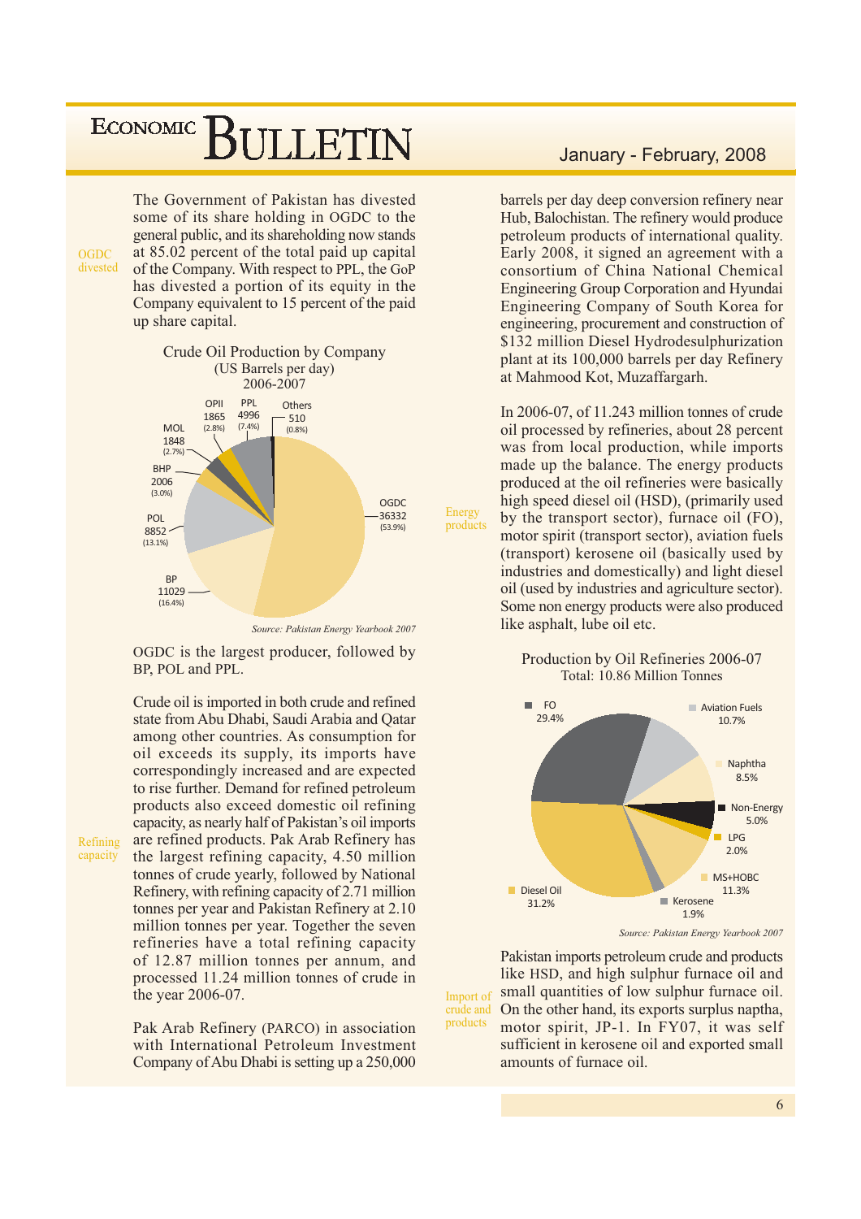The Government of Pakistan has divested some of its share holding in OGDC to the general public, and its shareholding now stands at 85.02 percent of the total paid up capital of the Company. With respect to PPL, the GoP has divested a portion of its equity in the Company equivalent to 15 percent of the paid up share capital.

**Crude Oil Production by Company**
(US Barrels per day)
2006-2007

| Company | Barrels per day | Share |
|---|---|---|
| OGDC | 36332 | (53.9%) |
| BP | 11029 | (16.4%) |
| POL | 8852 | (13.1%) |
| BHP | 2006 | (3.0%) |
| MOL | 1848 | (2.7%) |
| OPII | 1865 | (2.8%) |
| PPL | 4996 | (7.4%) |
| Others | 510 | (0.8%) |

*Source: Pakistan Energy Yearbook 2007*

OGDC is the largest producer, followed by BP, POL and PPL.

Crude oil is imported in both crude and refined state from Abu Dhabi, Saudi Arabia and Qatar among other countries. As consumption for oil exceeds its supply, its imports have correspondingly increased and are expected to rise further. Demand for refined petroleum products also exceed domestic oil refining capacity, as nearly half of Pakistan's oil imports are refined products. Pak Arab Refinery has the largest refining capacity, 4.50 million tonnes of crude yearly, followed by National Refinery, with refining capacity of 2.71 million tonnes per year and Pakistan Refinery at 2.10 million tonnes per year. Together the seven refineries have a total refining capacity of 12.87 million tonnes per annum, and processed 11.24 million tonnes of crude in the year 2006-07.

Pak Arab Refinery (PARCO) in association with International Petroleum Investment Company of Abu Dhabi is setting up a 250,000 barrels per day deep conversion refinery near Hub, Balochistan. The refinery would produce petroleum products of international quality. Early 2008, it signed an agreement with a consortium of China National Chemical Engineering Group Corporation and Hyundai Engineering Company of South Korea for engineering, procurement and construction of $132 million Diesel Hydrodesulphurization plant at its 100,000 barrels per day Refinery at Mahmood Kot, Muzaffargarh.

In 2006-07, of 11.243 million tonnes of crude oil processed by refineries, about 28 percent was from local production, while imports made up the balance. The energy products produced at the oil refineries were basically high speed diesel oil (HSD), (primarily used by the transport sector), furnace oil (FO), motor spirit (transport sector), aviation fuels (transport) kerosene oil (basically used by industries and domestically) and light diesel oil (used by industries and agriculture sector). Some non energy products were also produced like asphalt, lube oil etc.

**Production by Oil Refineries 2006-07**
Total: 10.86 Million Tonnes

| Product | Share |
|---|---|
| FO | 29.4% |
| Aviation Fuels | 10.7% |
| Naphtha | 8.5% |
| Non-Energy | 5.0% |
| LPG | 2.0% |
| MS+HOBC | 11.3% |
| Kerosene | 1.9% |
| Diesel Oil | 31.2% |

*Source: Pakistan Energy Yearbook 2007*

Pakistan imports petroleum crude and products like HSD, and high sulphur furnace oil and small quantities of low sulphur furnace oil. On the other hand, its exports surplus naptha, motor spirit, JP-1. In FY07, it was self sufficient in kerosene oil and exported small amounts of furnace oil.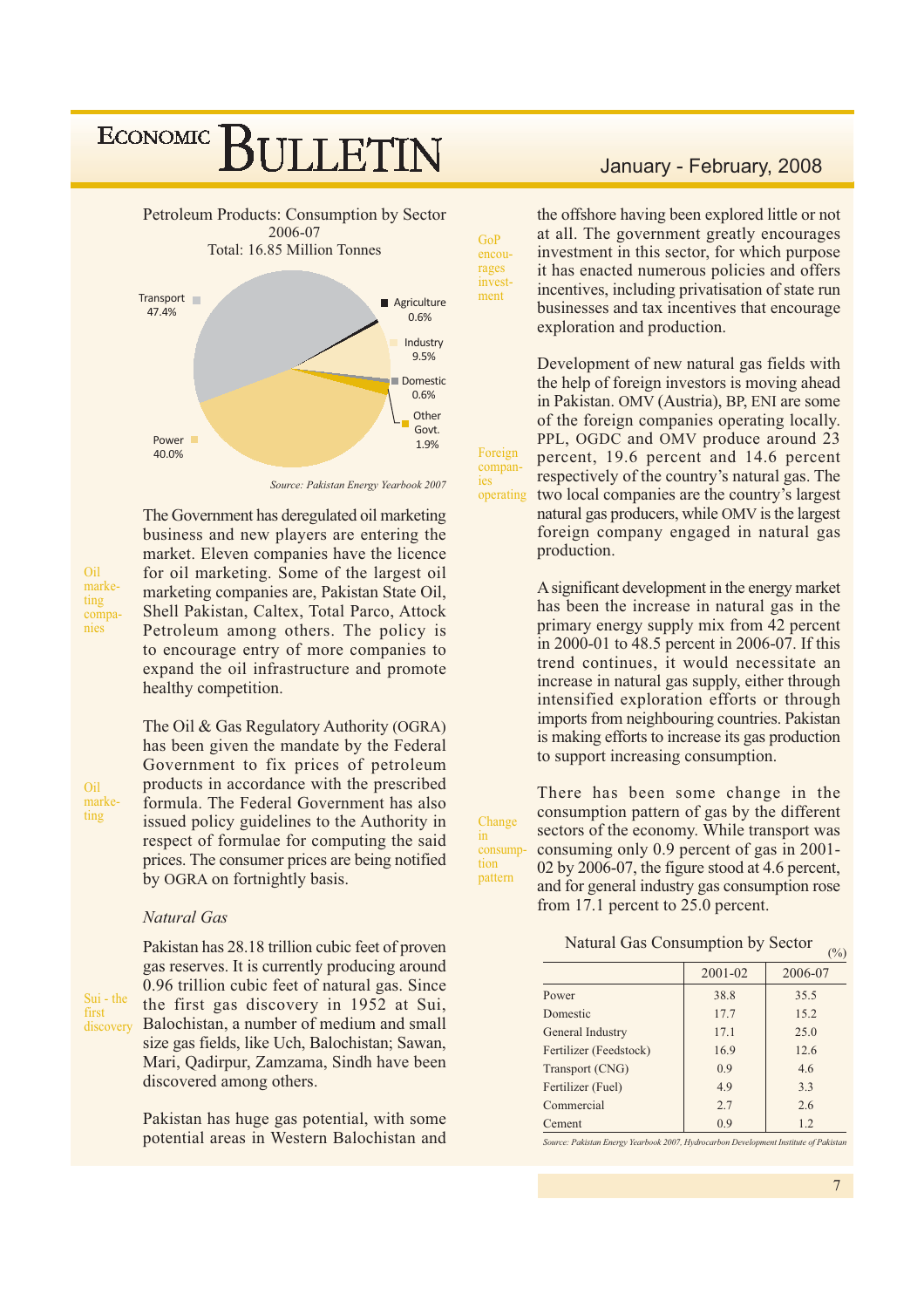Petroleum Products: Consumption by Sector
2006-07
Total: 16.85 Million Tonnes

Transport 47.4%
Agriculture 0.6%
Industry 9.5%
Domestic 0.6%
Other Govt. 1.9%
Power 40.0%

*Source: Pakistan Energy Yearbook 2007*

Oil marketing companies

The Government has deregulated oil marketing business and new players are entering the market. Eleven companies have the licence for oil marketing. Some of the largest oil marketing companies are, Pakistan State Oil, Shell Pakistan, Caltex, Total Parco, Attock Petroleum among others. The policy is to encourage entry of more companies to expand the oil infrastructure and promote healthy competition.

Oil marketing

The Oil & Gas Regulatory Authority (OGRA) has been given the mandate by the Federal Government to fix prices of petroleum products in accordance with the prescribed formula. The Federal Government has also issued policy guidelines to the Authority in respect of formulae for computing the said prices. The consumer prices are being notified by OGRA on fortnightly basis.

*Natural Gas*

Sui - the first discovery

Pakistan has 28.18 trillion cubic feet of proven gas reserves. It is currently producing around 0.96 trillion cubic feet of natural gas. Since the first gas discovery in 1952 at Sui, Balochistan, a number of medium and small size gas fields, like Uch, Balochistan; Sawan, Mari, Qadirpur, Zamzama, Sindh have been discovered among others.

Pakistan has huge gas potential, with some potential areas in Western Balochistan and the offshore having been explored little or not at all. The government greatly encourages investment in this sector, for which purpose it has enacted numerous policies and offers incentives, including privatisation of state run businesses and tax incentives that encourage exploration and production.

GoP encourages investment

Foreign companies operating

Development of new natural gas fields with the help of foreign investors is moving ahead in Pakistan. OMV (Austria), BP, ENI are some of the foreign companies operating locally. PPL, OGDC and OMV produce around 23 percent, 19.6 percent and 14.6 percent respectively of the country's natural gas. The two local companies are the country's largest natural gas producers, while OMV is the largest foreign company engaged in natural gas production.

A significant development in the energy market has been the increase in natural gas in the primary energy supply mix from 42 percent in 2000-01 to 48.5 percent in 2006-07. If this trend continues, it would necessitate an increase in natural gas supply, either through intensified exploration efforts or through imports from neighbouring countries. Pakistan is making efforts to increase its gas production to support increasing consumption.

Change in consumption pattern

There has been some change in the consumption pattern of gas by the different sectors of the economy. While transport was consuming only 0.9 percent of gas in 2001-02 by 2006-07, the figure stood at 4.6 percent, and for general industry gas consumption rose from 17.1 percent to 25.0 percent.

Natural Gas Consumption by Sector (%)

| | 2001-02 | 2006-07 |
|---|---|---|
| Power | 38.8 | 35.5 |
| Domestic | 17.7 | 15.2 |
| General Industry | 17.1 | 25.0 |
| Fertilizer (Feedstock) | 16.9 | 12.6 |
| Transport (CNG) | 0.9 | 4.6 |
| Fertilizer (Fuel) | 4.9 | 3.3 |
| Commercial | 2.7 | 2.6 |
| Cement | 0.9 | 1.2 |

*Source: Pakistan Energy Yearbook 2007, Hydrocarbon Development Institute of Pakistan*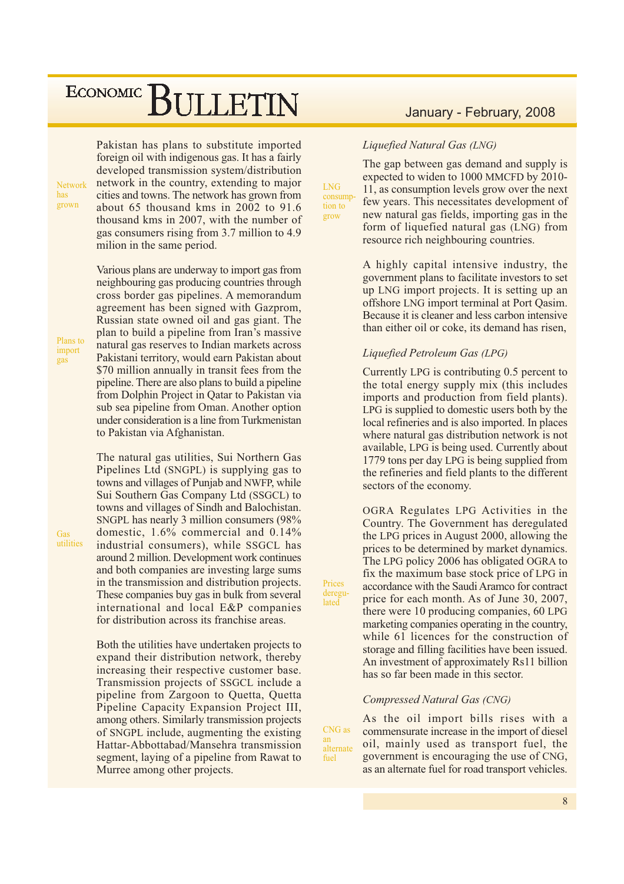Pakistan has plans to substitute imported foreign oil with indigenous gas. It has a fairly developed transmission system/distribution network in the country, extending to major cities and towns. The network has grown from about 65 thousand kms in 2002 to 91.6 thousand kms in 2007, with the number of gas consumers rising from 3.7 million to 4.9 milion in the same period.

Network has grown

Various plans are underway to import gas from neighbouring gas producing countries through cross border gas pipelines. A memorandum agreement has been signed with Gazprom, Russian state owned oil and gas giant. The plan to build a pipeline from Iran's massive natural gas reserves to Indian markets across Pakistani territory, would earn Pakistan about $70 million annually in transit fees from the pipeline. There are also plans to build a pipeline from Dolphin Project in Qatar to Pakistan via sub sea pipeline from Oman. Another option under consideration is a line from Turkmenistan to Pakistan via Afghanistan.

Plans to import gas

The natural gas utilities, Sui Northern Gas Pipelines Ltd (SNGPL) is supplying gas to towns and villages of Punjab and NWFP, while Sui Southern Gas Company Ltd (SSGCL) to towns and villages of Sindh and Balochistan. SNGPL has nearly 3 million consumers (98% domestic, 1.6% commercial and 0.14% industrial consumers), while SSGCL has around 2 million. Development work continues and both companies are investing large sums in the transmission and distribution projects. These companies buy gas in bulk from several international and local E&P companies for distribution across its franchise areas.

Gas utilities

Both the utilities have undertaken projects to expand their distribution network, thereby increasing their respective customer base. Transmission projects of SSGCL include a pipeline from Zargoon to Quetta, Quetta Pipeline Capacity Expansion Project III, among others. Similarly transmission projects of SNGPL include, augmenting the existing Hattar-Abbottabad/Mansehra transmission segment, laying of a pipeline from Rawat to Murree among other projects.

### *Liquefied Natural Gas (LNG)*

LNG consumption to grow

The gap between gas demand and supply is expected to widen to 1000 MMCFD by 2010-11, as consumption levels grow over the next few years. This necessitates development of new natural gas fields, importing gas in the form of liquefied natural gas (LNG) from resource rich neighbouring countries.

A highly capital intensive industry, the government plans to facilitate investors to set up LNG import projects. It is setting up an offshore LNG import terminal at Port Qasim. Because it is cleaner and less carbon intensive than either oil or coke, its demand has risen,

### *Liquefied Petroleum Gas (LPG)*

Currently LPG is contributing 0.5 percent to the total energy supply mix (this includes imports and production from field plants). LPG is supplied to domestic users both by the local refineries and is also imported. In places where natural gas distribution network is not available, LPG is being used. Currently about 1779 tons per day LPG is being supplied from the refineries and field plants to the different sectors of the economy.

Prices deregulated

OGRA Regulates LPG Activities in the Country. The Government has deregulated the LPG prices in August 2000, allowing the prices to be determined by market dynamics. The LPG policy 2006 has obligated OGRA to fix the maximum base stock price of LPG in accordance with the Saudi Aramco for contract price for each month. As of June 30, 2007, there were 10 producing companies, 60 LPG marketing companies operating in the country, while 61 licences for the construction of storage and filling facilities have been issued. An investment of approximately Rs11 billion has so far been made in this sector.

### *Compressed Natural Gas (CNG)*

CNG as an alternate fuel

As the oil import bills rises with a commensurate increase in the import of diesel oil, mainly used as transport fuel, the government is encouraging the use of CNG, as an alternate fuel for road transport vehicles.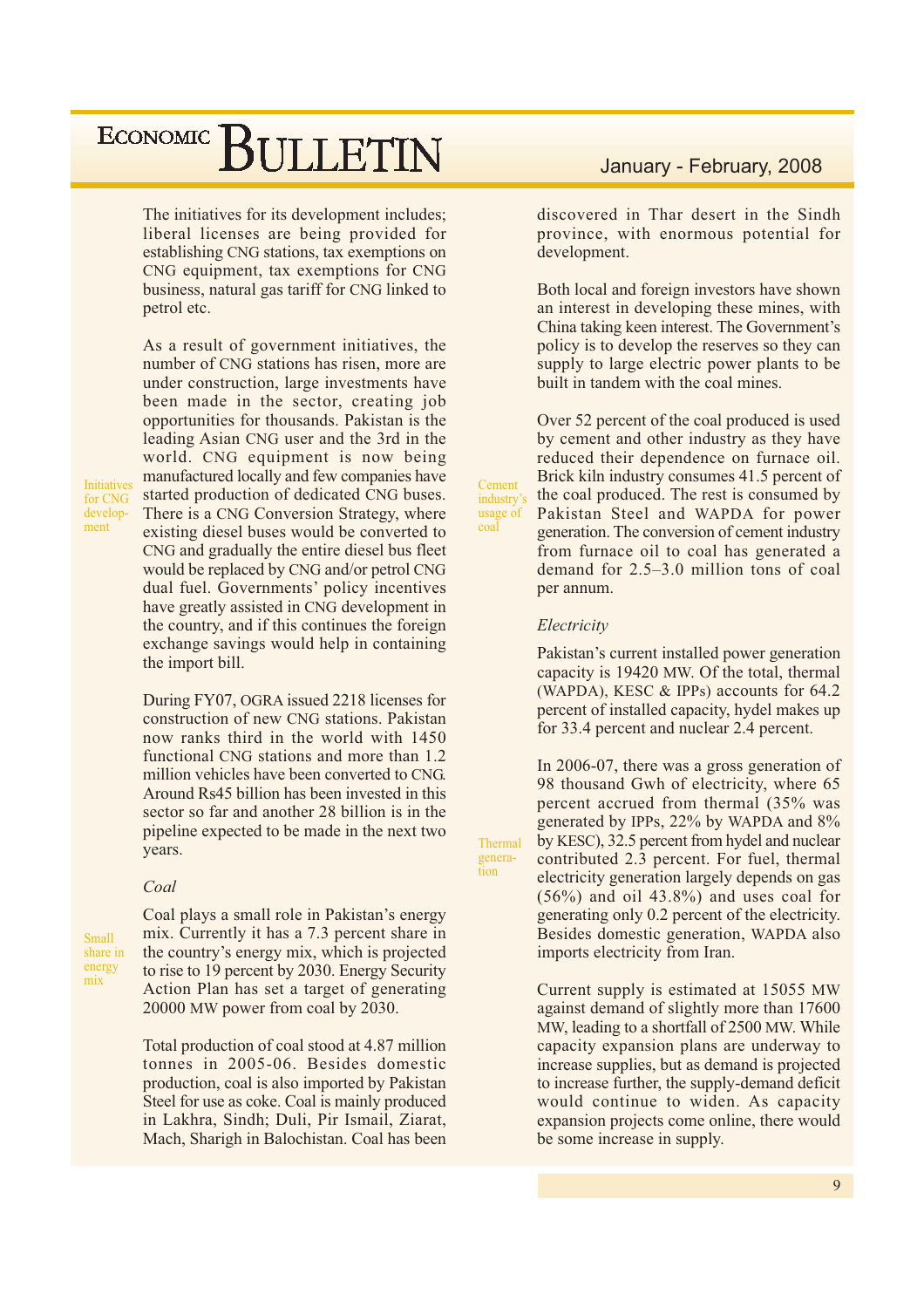The initiatives for its development includes; liberal licenses are being provided for establishing CNG stations, tax exemptions on CNG equipment, tax exemptions for CNG business, natural gas tariff for CNG linked to petrol etc.

Initiatives for CNG development

As a result of government initiatives, the number of CNG stations has risen, more are under construction, large investments have been made in the sector, creating job opportunities for thousands. Pakistan is the leading Asian CNG user and the 3rd in the world. CNG equipment is now being manufactured locally and few companies have started production of dedicated CNG buses. There is a CNG Conversion Strategy, where existing diesel buses would be converted to CNG and gradually the entire diesel bus fleet would be replaced by CNG and/or petrol CNG dual fuel. Governments' policy incentives have greatly assisted in CNG development in the country, and if this continues the foreign exchange savings would help in containing the import bill.

During FY07, OGRA issued 2218 licenses for construction of new CNG stations. Pakistan now ranks third in the world with 1450 functional CNG stations and more than 1.2 million vehicles have been converted to CNG. Around Rs45 billion has been invested in this sector so far and another 28 billion is in the pipeline expected to be made in the next two years.

*Coal*

Small share in energy mix

Coal plays a small role in Pakistan's energy mix. Currently it has a 7.3 percent share in the country's energy mix, which is projected to rise to 19 percent by 2030. Energy Security Action Plan has set a target of generating 20000 MW power from coal by 2030.

Total production of coal stood at 4.87 million tonnes in 2005-06. Besides domestic production, coal is also imported by Pakistan Steel for use as coke. Coal is mainly produced in Lakhra, Sindh; Duli, Pir Ismail, Ziarat, Mach, Sharigh in Balochistan. Coal has been discovered in Thar desert in the Sindh province, with enormous potential for development.

Both local and foreign investors have shown an interest in developing these mines, with China taking keen interest. The Government's policy is to develop the reserves so they can supply to large electric power plants to be built in tandem with the coal mines.

Cement industry's usage of coal

Over 52 percent of the coal produced is used by cement and other industry as they have reduced their dependence on furnace oil. Brick kiln industry consumes 41.5 percent of the coal produced. The rest is consumed by Pakistan Steel and WAPDA for power generation. The conversion of cement industry from furnace oil to coal has generated a demand for 2.5–3.0 million tons of coal per annum.

*Electricity*

Pakistan's current installed power generation capacity is 19420 MW. Of the total, thermal (WAPDA), KESC & IPPs) accounts for 64.2 percent of installed capacity, hydel makes up for 33.4 percent and nuclear 2.4 percent.

Thermal generation

In 2006-07, there was a gross generation of 98 thousand Gwh of electricity, where 65 percent accrued from thermal (35% was generated by IPPs, 22% by WAPDA and 8% by KESC), 32.5 percent from hydel and nuclear contributed 2.3 percent. For fuel, thermal electricity generation largely depends on gas (56%) and oil 43.8%) and uses coal for generating only 0.2 percent of the electricity. Besides domestic generation, WAPDA also imports electricity from Iran.

Current supply is estimated at 15055 MW against demand of slightly more than 17600 MW, leading to a shortfall of 2500 MW. While capacity expansion plans are underway to increase supplies, but as demand is projected to increase further, the supply-demand deficit would continue to widen. As capacity expansion projects come online, there would be some increase in supply.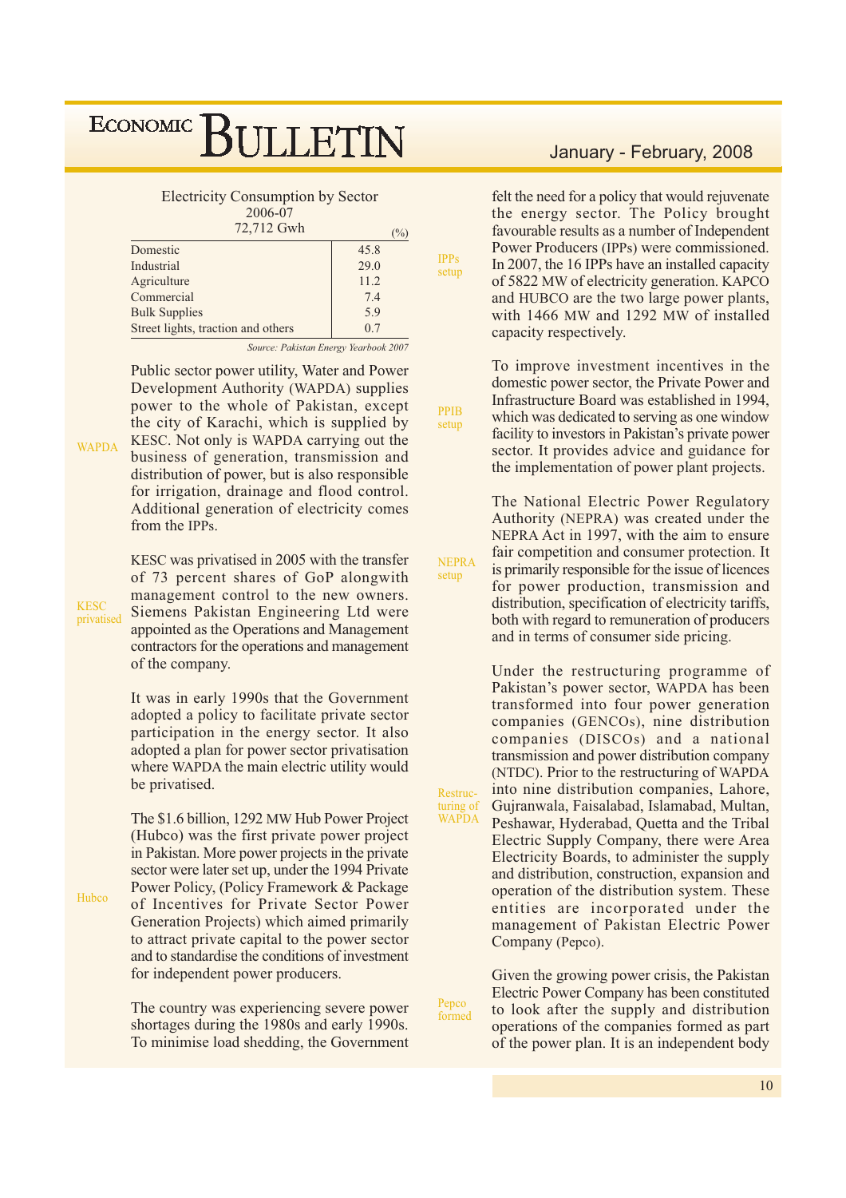Electricity Consumption by Sector
2006-07
72,712 Gwh

| | (%) |
|---|---|
| Domestic | 45.8 |
| Industrial | 29.0 |
| Agriculture | 11.2 |
| Commercial | 7.4 |
| Bulk Supplies | 5.9 |
| Street lights, traction and others | 0.7 |

*Source: Pakistan Energy Yearbook 2007*

WAPDA

Public sector power utility, Water and Power Development Authority (WAPDA) supplies power to the whole of Pakistan, except the city of Karachi, which is supplied by KESC. Not only is WAPDA carrying out the business of generation, transmission and distribution of power, but is also responsible for irrigation, drainage and flood control. Additional generation of electricity comes from the IPPs.

KESC privatised

KESC was privatised in 2005 with the transfer of 73 percent shares of GoP alongwith management control to the new owners. Siemens Pakistan Engineering Ltd were appointed as the Operations and Management contractors for the operations and management of the company.

It was in early 1990s that the Government adopted a policy to facilitate private sector participation in the energy sector. It also adopted a plan for power sector privatisation where WAPDA the main electric utility would be privatised.

Hubco

The $1.6 billion, 1292 MW Hub Power Project (Hubco) was the first private power project in Pakistan. More power projects in the private sector were later set up, under the 1994 Private Power Policy, (Policy Framework & Package of Incentives for Private Sector Power Generation Projects) which aimed primarily to attract private capital to the power sector and to standardise the conditions of investment for independent power producers.

The country was experiencing severe power shortages during the 1980s and early 1990s. To minimise load shedding, the Government felt the need for a policy that would rejuvenate the energy sector. The Policy brought favourable results as a number of Independent Power Producers (IPPs) were commissioned. In 2007, the 16 IPPs have an installed capacity of 5822 MW of electricity generation. KAPCO and HUBCO are the two large power plants, with 1466 MW and 1292 MW of installed capacity respectively.

IPPs setup

PPIB setup

To improve investment incentives in the domestic power sector, the Private Power and Infrastructure Board was established in 1994, which was dedicated to serving as one window facility to investors in Pakistan's private power sector. It provides advice and guidance for the implementation of power plant projects.

NEPRA setup

The National Electric Power Regulatory Authority (NEPRA) was created under the NEPRA Act in 1997, with the aim to ensure fair competition and consumer protection. It is primarily responsible for the issue of licences for power production, transmission and distribution, specification of electricity tariffs, both with regard to remuneration of producers and in terms of consumer side pricing.

Restructuring of WAPDA

Under the restructuring programme of Pakistan's power sector, WAPDA has been transformed into four power generation companies (GENCOs), nine distribution companies (DISCOs) and a national transmission and power distribution company (NTDC). Prior to the restructuring of WAPDA into nine distribution companies, Lahore, Gujranwala, Faisalabad, Islamabad, Multan, Peshawar, Hyderabad, Quetta and the Tribal Electric Supply Company, there were Area Electricity Boards, to administer the supply and distribution, construction, expansion and operation of the distribution system. These entities are incorporated under the management of Pakistan Electric Power Company (Pepco).

Pepco formed

Given the growing power crisis, the Pakistan Electric Power Company has been constituted to look after the supply and distribution operations of the companies formed as part of the power plan. It is an independent body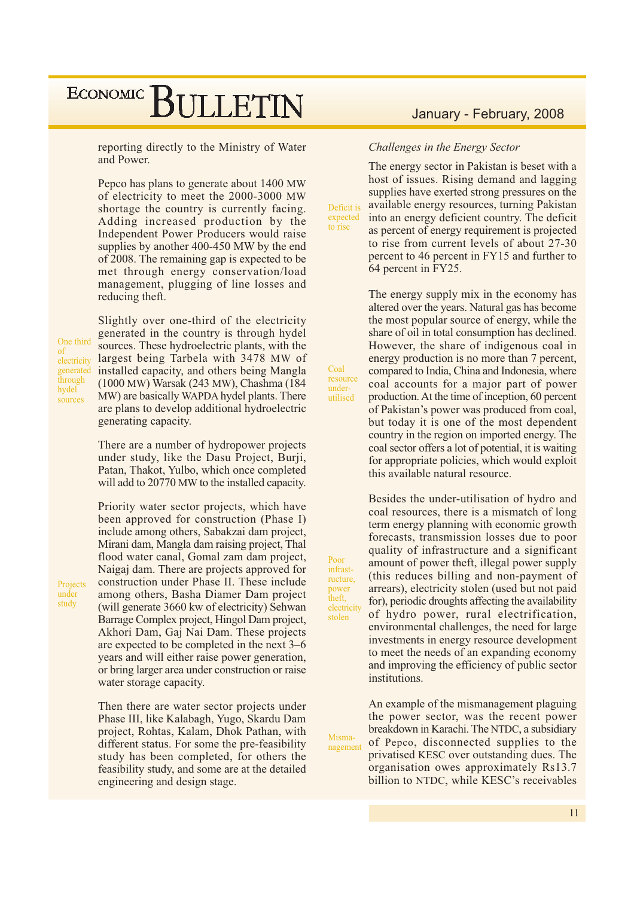reporting directly to the Ministry of Water and Power.

Pepco has plans to generate about 1400 MW of electricity to meet the 2000-3000 MW shortage the country is currently facing. Adding increased production by the Independent Power Producers would raise supplies by another 400-450 MW by the end of 2008. The remaining gap is expected to be met through energy conservation/load management, plugging of line losses and reducing theft.

One third of electricity generated through hydel sources

Slightly over one-third of the electricity generated in the country is through hydel sources. These hydroelectric plants, with the largest being Tarbela with 3478 MW of installed capacity, and others being Mangla (1000 MW) Warsak (243 MW), Chashma (184 MW) are basically WAPDA hydel plants. There are plans to develop additional hydroelectric generating capacity.

There are a number of hydropower projects under study, like the Dasu Project, Burji, Patan, Thakot, Yulbo, which once completed will add to 20770 MW to the installed capacity.

Projects under study

Priority water sector projects, which have been approved for construction (Phase I) include among others, Sabakzai dam project, Mirani dam, Mangla dam raising project, Thal flood water canal, Gomal zam dam project, Naigaj dam. There are projects approved for construction under Phase II. These include among others, Basha Diamer Dam project (will generate 3660 kw of electricity) Sehwan Barrage Complex project, Hingol Dam project, Akhori Dam, Gaj Nai Dam. These projects are expected to be completed in the next 3–6 years and will either raise power generation, or bring larger area under construction or raise water storage capacity.

Then there are water sector projects under Phase III, like Kalabagh, Yugo, Skardu Dam project, Rohtas, Kalam, Dhok Pathan, with different status. For some the pre-feasibility study has been completed, for others the feasibility study, and some are at the detailed engineering and design stage.

*Challenges in the Energy Sector*

Deficit is expected to rise

The energy sector in Pakistan is beset with a host of issues. Rising demand and lagging supplies have exerted strong pressures on the available energy resources, turning Pakistan into an energy deficient country. The deficit as percent of energy requirement is projected to rise from current levels of about 27-30 percent to 46 percent in FY15 and further to 64 percent in FY25.

Coal resource under-utilised

The energy supply mix in the economy has altered over the years. Natural gas has become the most popular source of energy, while the share of oil in total consumption has declined. However, the share of indigenous coal in energy production is no more than 7 percent, compared to India, China and Indonesia, where coal accounts for a major part of power production. At the time of inception, 60 percent of Pakistan's power was produced from coal, but today it is one of the most dependent country in the region on imported energy. The coal sector offers a lot of potential, it is waiting for appropriate policies, which would exploit this available natural resource.

Poor infrastructure, power theft, electricity stolen

Besides the under-utilisation of hydro and coal resources, there is a mismatch of long term energy planning with economic growth forecasts, transmission losses due to poor quality of infrastructure and a significant amount of power theft, illegal power supply (this reduces billing and non-payment of arrears), electricity stolen (used but not paid for), periodic droughts affecting the availability of hydro power, rural electrification, environmental challenges, the need for large investments in energy resource development to meet the needs of an expanding economy and improving the efficiency of public sector institutions.

Mismanagement

An example of the mismanagement plaguing the power sector, was the recent power breakdown in Karachi. The NTDC, a subsidiary of Pepco, disconnected supplies to the privatised KESC over outstanding dues. The organisation owes approximately Rs13.7 billion to NTDC, while KESC's receivables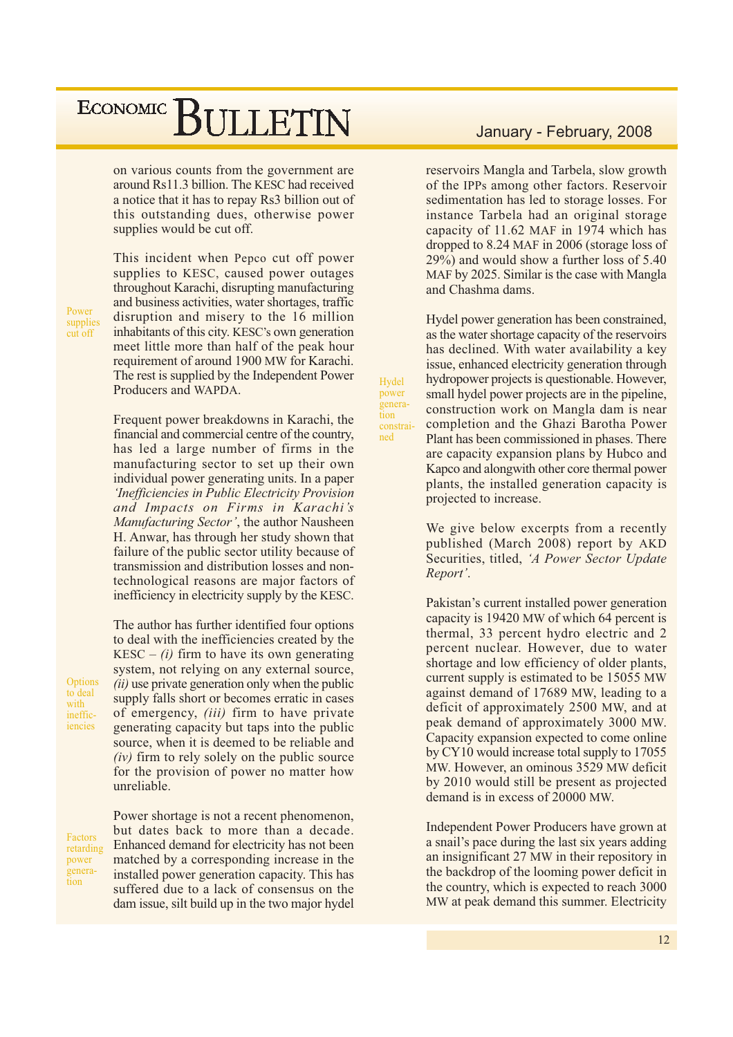on various counts from the government are around Rs11.3 billion. The KESC had received a notice that it has to repay Rs3 billion out of this outstanding dues, otherwise power supplies would be cut off.

Power supplies cut off

This incident when Pepco cut off power supplies to KESC, caused power outages throughout Karachi, disrupting manufacturing and business activities, water shortages, traffic disruption and misery to the 16 million inhabitants of this city. KESC's own generation meet little more than half of the peak hour requirement of around 1900 MW for Karachi. The rest is supplied by the Independent Power Producers and WAPDA.

Frequent power breakdowns in Karachi, the financial and commercial centre of the country, has led a large number of firms in the manufacturing sector to set up their own individual power generating units. In a paper *'Inefficiencies in Public Electricity Provision and Impacts on Firms in Karachi's Manufacturing Sector'*, the author Nausheen H. Anwar, has through her study shown that failure of the public sector utility because of transmission and distribution losses and non-technological reasons are major factors of inefficiency in electricity supply by the KESC.

Options to deal with inefficiencies

The author has further identified four options to deal with the inefficiencies created by the KESC – *(i)* firm to have its own generating system, not relying on any external source, *(ii)* use private generation only when the public supply falls short or becomes erratic in cases of emergency, *(iii)* firm to have private generating capacity but taps into the public source, when it is deemed to be reliable and *(iv)* firm to rely solely on the public source for the provision of power no matter how unreliable.

Factors retarding power generation

Power shortage is not a recent phenomenon, but dates back to more than a decade. Enhanced demand for electricity has not been matched by a corresponding increase in the installed power generation capacity. This has suffered due to a lack of consensus on the dam issue, silt build up in the two major hydel reservoirs Mangla and Tarbela, slow growth of the IPPs among other factors. Reservoir sedimentation has led to storage losses. For instance Tarbela had an original storage capacity of 11.62 MAF in 1974 which has dropped to 8.24 MAF in 2006 (storage loss of 29%) and would show a further loss of 5.40 MAF by 2025. Similar is the case with Mangla and Chashma dams.

Hydel power generation constrained

Hydel power generation has been constrained, as the water shortage capacity of the reservoirs has declined. With water availability a key issue, enhanced electricity generation through hydropower projects is questionable. However, small hydel power projects are in the pipeline, construction work on Mangla dam is near completion and the Ghazi Barotha Power Plant has been commissioned in phases. There are capacity expansion plans by Hubco and Kapco and alongwith other core thermal power plants, the installed generation capacity is projected to increase.

We give below excerpts from a recently published (March 2008) report by AKD Securities, titled, *'A Power Sector Update Report'*.

Pakistan's current installed power generation capacity is 19420 MW of which 64 percent is thermal, 33 percent hydro electric and 2 percent nuclear. However, due to water shortage and low efficiency of older plants, current supply is estimated to be 15055 MW against demand of 17689 MW, leading to a deficit of approximately 2500 MW, and at peak demand of approximately 3000 MW. Capacity expansion expected to come online by CY10 would increase total supply to 17055 MW. However, an ominous 3529 MW deficit by 2010 would still be present as projected demand is in excess of 20000 MW.

Independent Power Producers have grown at a snail's pace during the last six years adding an insignificant 27 MW in their repository in the backdrop of the looming power deficit in the country, which is expected to reach 3000 MW at peak demand this summer. Electricity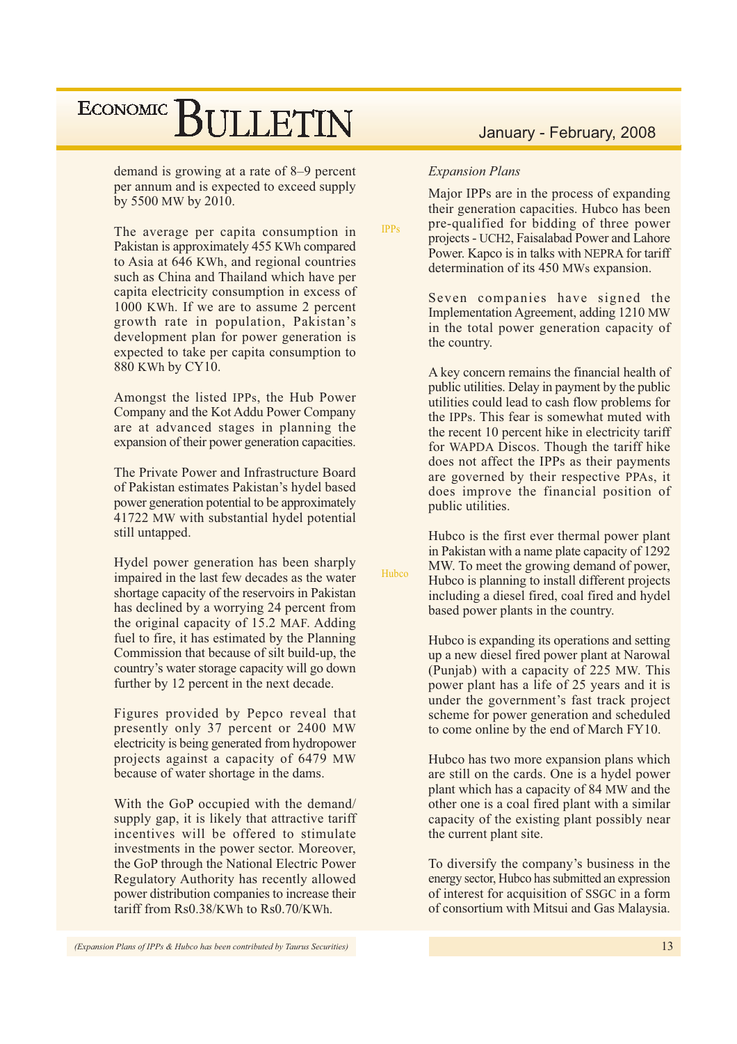demand is growing at a rate of 8–9 percent per annum and is expected to exceed supply by 5500 MW by 2010.

The average per capita consumption in Pakistan is approximately 455 KWh compared to Asia at 646 KWh, and regional countries such as China and Thailand which have per capita electricity consumption in excess of 1000 KWh. If we are to assume 2 percent growth rate in population, Pakistan's development plan for power generation is expected to take per capita consumption to 880 KWh by CY10.

Amongst the listed IPPs, the Hub Power Company and the Kot Addu Power Company are at advanced stages in planning the expansion of their power generation capacities.

The Private Power and Infrastructure Board of Pakistan estimates Pakistan's hydel based power generation potential to be approximately 41722 MW with substantial hydel potential still untapped.

Hydel power generation has been sharply impaired in the last few decades as the water shortage capacity of the reservoirs in Pakistan has declined by a worrying 24 percent from the original capacity of 15.2 MAF. Adding fuel to fire, it has estimated by the Planning Commission that because of silt build-up, the country's water storage capacity will go down further by 12 percent in the next decade.

Figures provided by Pepco reveal that presently only 37 percent or 2400 MW electricity is being generated from hydropower projects against a capacity of 6479 MW because of water shortage in the dams.

With the GoP occupied with the demand/ supply gap, it is likely that attractive tariff incentives will be offered to stimulate investments in the power sector. Moreover, the GoP through the National Electric Power Regulatory Authority has recently allowed power distribution companies to increase their tariff from Rs0.38/KWh to Rs0.70/KWh.

### IPPs

*Expansion Plans*

Major IPPs are in the process of expanding their generation capacities. Hubco has been pre-qualified for bidding of three power projects - UCH2, Faisalabad Power and Lahore Power. Kapco is in talks with NEPRA for tariff determination of its 450 MWs expansion.

Seven companies have signed the Implementation Agreement, adding 1210 MW in the total power generation capacity of the country.

A key concern remains the financial health of public utilities. Delay in payment by the public utilities could lead to cash flow problems for the IPPs. This fear is somewhat muted with the recent 10 percent hike in electricity tariff for WAPDA Discos. Though the tariff hike does not affect the IPPs as their payments are governed by their respective PPAs, it does improve the financial position of public utilities.

### Hubco

Hubco is the first ever thermal power plant in Pakistan with a name plate capacity of 1292 MW. To meet the growing demand of power, Hubco is planning to install different projects including a diesel fired, coal fired and hydel based power plants in the country.

Hubco is expanding its operations and setting up a new diesel fired power plant at Narowal (Punjab) with a capacity of 225 MW. This power plant has a life of 25 years and it is under the government's fast track project scheme for power generation and scheduled to come online by the end of March FY10.

Hubco has two more expansion plans which are still on the cards. One is a hydel power plant which has a capacity of 84 MW and the other one is a coal fired plant with a similar capacity of the existing plant possibly near the current plant site.

To diversify the company's business in the energy sector, Hubco has submitted an expression of interest for acquisition of SSGC in a form of consortium with Mitsui and Gas Malaysia.

*(Expansion Plans of IPPs & Hubco has been contributed by Taurus Securities)*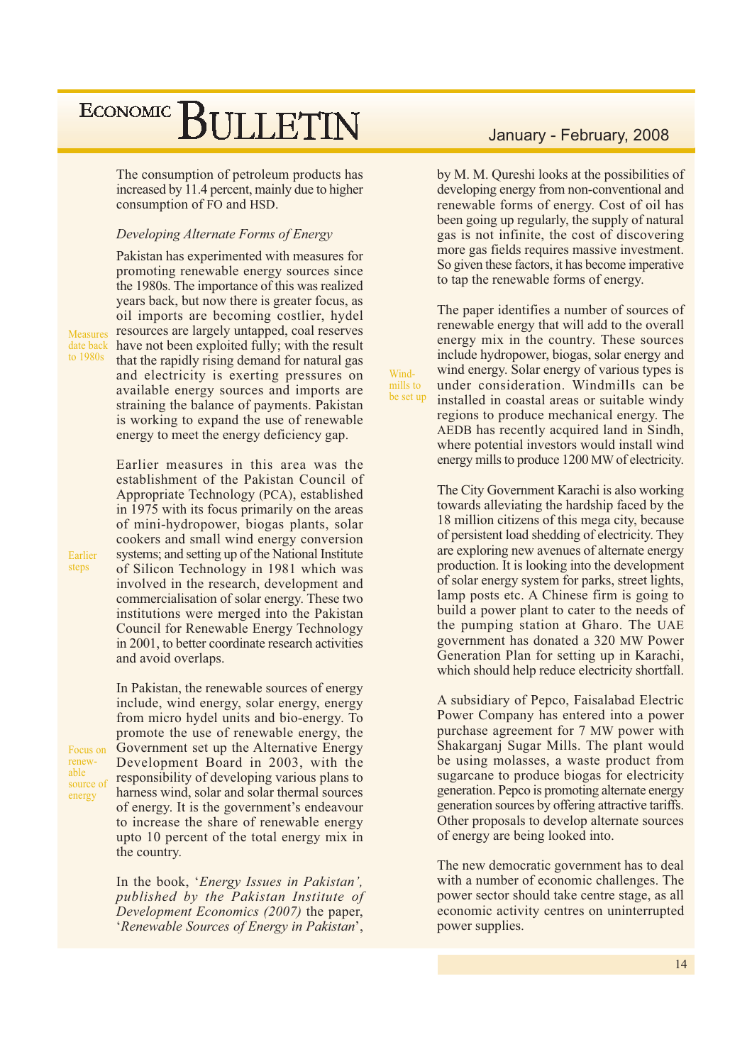The consumption of petroleum products has increased by 11.4 percent, mainly due to higher consumption of FO and HSD.

### *Developing Alternate Forms of Energy*

Measures date back to 1980s

Pakistan has experimented with measures for promoting renewable energy sources since the 1980s. The importance of this was realized years back, but now there is greater focus, as oil imports are becoming costlier, hydel resources are largely untapped, coal reserves have not been exploited fully; with the result that the rapidly rising demand for natural gas and electricity is exerting pressures on available energy sources and imports are straining the balance of payments. Pakistan is working to expand the use of renewable energy to meet the energy deficiency gap.

Earlier steps

Earlier measures in this area was the establishment of the Pakistan Council of Appropriate Technology (PCA), established in 1975 with its focus primarily on the areas of mini-hydropower, biogas plants, solar cookers and small wind energy conversion systems; and setting up of the National Institute of Silicon Technology in 1981 which was involved in the research, development and commercialisation of solar energy. These two institutions were merged into the Pakistan Council for Renewable Energy Technology in 2001, to better coordinate research activities and avoid overlaps.

Focus on renewable source of energy

In Pakistan, the renewable sources of energy include, wind energy, solar energy, energy from micro hydel units and bio-energy. To promote the use of renewable energy, the Government set up the Alternative Energy Development Board in 2003, with the responsibility of developing various plans to harness wind, solar and solar thermal sources of energy. It is the government's endeavour to increase the share of renewable energy upto 10 percent of the total energy mix in the country.

In the book, '*Energy Issues in Pakistan', published by the Pakistan Institute of Development Economics (2007)* the paper, '*Renewable Sources of Energy in Pakistan*', by M. M. Qureshi looks at the possibilities of developing energy from non-conventional and renewable forms of energy. Cost of oil has been going up regularly, the supply of natural gas is not infinite, the cost of discovering more gas fields requires massive investment. So given these factors, it has become imperative to tap the renewable forms of energy.

Windmills to be set up

The paper identifies a number of sources of renewable energy that will add to the overall energy mix in the country. These sources include hydropower, biogas, solar energy and wind energy. Solar energy of various types is under consideration. Windmills can be installed in coastal areas or suitable windy regions to produce mechanical energy. The AEDB has recently acquired land in Sindh, where potential investors would install wind energy mills to produce 1200 MW of electricity.

The City Government Karachi is also working towards alleviating the hardship faced by the 18 million citizens of this mega city, because of persistent load shedding of electricity. They are exploring new avenues of alternate energy production. It is looking into the development of solar energy system for parks, street lights, lamp posts etc. A Chinese firm is going to build a power plant to cater to the needs of the pumping station at Gharo. The UAE government has donated a 320 MW Power Generation Plan for setting up in Karachi, which should help reduce electricity shortfall.

A subsidiary of Pepco, Faisalabad Electric Power Company has entered into a power purchase agreement for 7 MW power with Shakarganj Sugar Mills. The plant would be using molasses, a waste product from sugarcane to produce biogas for electricity generation. Pepco is promoting alternate energy generation sources by offering attractive tariffs. Other proposals to develop alternate sources of energy are being looked into.

The new democratic government has to deal with a number of economic challenges. The power sector should take centre stage, as all economic activity centres on uninterrupted power supplies.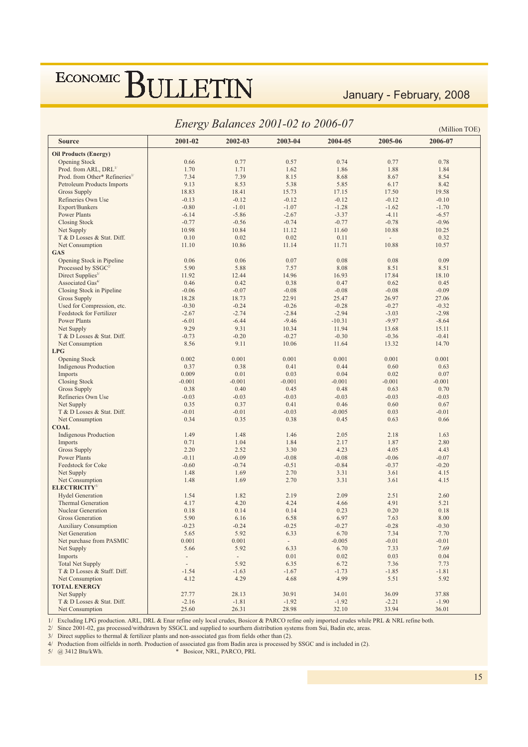# Energy Balances 2001-02 to 2006-07

(Million TOE)

| Source | 2001-02 | 2002-03 | 2003-04 | 2004-05 | 2005-06 | 2006-07 |
|---|---|---|---|---|---|---|
| **Oil Products (Energy)** | | | | | | |
| Opening Stock | 0.66 | 0.77 | 0.57 | 0.74 | 0.77 | 0.78 |
| Prod. from ARL, DRL[1/] | 1.70 | 1.71 | 1.62 | 1.86 | 1.88 | 1.84 |
| Prod. from Other* Refineries[1/] | 7.34 | 7.39 | 8.15 | 8.68 | 8.67 | 8.54 |
| Petroleum Products Imports | 9.13 | 8.53 | 5.38 | 5.85 | 6.17 | 8.42 |
| Gross Supply | 18.83 | 18.41 | 15.73 | 17.15 | 17.50 | 19.58 |
| Refineries Own Use | -0.13 | -0.12 | -0.12 | -0.12 | -0.12 | -0.10 |
| Export/Bunkers | -0.80 | -1.01 | -1.07 | -1.28 | -1.62 | -1.70 |
| Power Plants | -6.14 | -5.86 | -2.67 | -3.37 | -4.11 | -6.57 |
| Closing Stock | -0.77 | -0.56 | -0.74 | -0.77 | -0.78 | -0.96 |
| Net Supply | 10.98 | 10.84 | 11.12 | 11.60 | 10.88 | 10.25 |
| T & D Losses & Stat. Diff. | 0.10 | 0.02 | 0.02 | 0.11 | - | 0.32 |
| Net Consumption | 11.10 | 10.86 | 11.14 | 11.71 | 10.88 | 10.57 |
| **GAS** | | | | | | |
| Opening Stock in Pipeline | 0.06 | 0.06 | 0.07 | 0.08 | 0.08 | 0.09 |
| Processed by SSGC[2/] | 5.90 | 5.88 | 7.57 | 8.08 | 8.51 | 8.51 |
| Direct Supplies[3/] | 11.92 | 12.44 | 14.96 | 16.93 | 17.84 | 18.10 |
| Associated Gas[4/] | 0.46 | 0.42 | 0.38 | 0.47 | 0.62 | 0.45 |
| Closing Stock in Pipeline | -0.06 | -0.07 | -0.08 | -0.08 | -0.08 | -0.09 |
| Gross Supply | 18.28 | 18.73 | 22.91 | 25.47 | 26.97 | 27.06 |
| Used for Compression, etc. | -0.30 | -0.24 | -0.26 | -0.28 | -0.27 | -0.32 |
| Feedstock for Fertilizer | -2.67 | -2.74 | -2.84 | -2.94 | -3.03 | -2.98 |
| Power Plants | -6.01 | -6.44 | -9.46 | -10.31 | -9.97 | -8.64 |
| Net Supply | 9.29 | 9.31 | 10.34 | 11.94 | 13.68 | 15.11 |
| T & D Losses & Stat. Diff. | -0.73 | -0.20 | -0.27 | -0.30 | -0.36 | -0.41 |
| Net Consumption | 8.56 | 9.11 | 10.06 | 11.64 | 13.32 | 14.70 |
| **LPG** | | | | | | |
| Opening Stock | 0.002 | 0.001 | 0.001 | 0.001 | 0.001 | 0.001 |
| Indigenous Production | 0.37 | 0.38 | 0.41 | 0.44 | 0.60 | 0.63 |
| Imports | 0.009 | 0.01 | 0.03 | 0.04 | 0.02 | 0.07 |
| Closing Stock | -0.001 | -0.001 | -0.001 | -0.001 | -0.001 | -0.001 |
| Gross Supply | 0.38 | 0.40 | 0.45 | 0.48 | 0.63 | 0.70 |
| Refineries Own Use | -0.03 | -0.03 | -0.03 | -0.03 | -0.03 | -0.03 |
| Net Supply | 0.35 | 0.37 | 0.41 | 0.46 | 0.60 | 0.67 |
| T & D Losses & Stat. Diff. | -0.01 | -0.01 | -0.03 | -0.005 | 0.03 | -0.01 |
| Net Consumption | 0.34 | 0.35 | 0.38 | 0.45 | 0.63 | 0.66 |
| **COAL** | | | | | | |
| Indigenous Production | 1.49 | 1.48 | 1.46 | 2.05 | 2.18 | 1.63 |
| Imports | 0.71 | 1.04 | 1.84 | 2.17 | 1.87 | 2.80 |
| Gross Supply | 2.20 | 2.52 | 3.30 | 4.23 | 4.05 | 4.43 |
| Power Plants | -0.11 | -0.09 | -0.08 | -0.08 | -0.06 | -0.07 |
| Feedstock for Coke | -0.60 | -0.74 | -0.51 | -0.84 | -0.37 | -0.20 |
| Net Supply | 1.48 | 1.69 | 2.70 | 3.31 | 3.61 | 4.15 |
| Net Consumption | 1.48 | 1.69 | 2.70 | 3.31 | 3.61 | 4.15 |
| **ELECTRICITY[5/]** | | | | | | |
| Hydel Generation | 1.54 | 1.82 | 2.19 | 2.09 | 2.51 | 2.60 |
| Thermal Generation | 4.17 | 4.20 | 4.24 | 4.66 | 4.91 | 5.21 |
| Nuclear Generation | 0.18 | 0.14 | 0.14 | 0.23 | 0.20 | 0.18 |
| Gross Generation | 5.90 | 6.16 | 6.58 | 6.97 | 7.63 | 8.00 |
| Auxiliary Consumption | -0.23 | -0.24 | -0.25 | -0.27 | -0.28 | -0.30 |
| Net Generation | 5.65 | 5.92 | 6.33 | 6.70 | 7.34 | 7.70 |
| Net purchase from PASMIC | 0.001 | 0.001 | - | -0.005 | -0.01 | -0.01 |
| Net Supply | 5.66 | 5.92 | 6.33 | 6.70 | 7.33 | 7.69 |
| Imports | - | - | 0.01 | 0.02 | 0.03 | 0.04 |
| Total Net Supply | - | 5.92 | 6.35 | 6.72 | 7.36 | 7.73 |
| T & D Losses & Staff. Diff. | -1.54 | -1.63 | -1.67 | -1.73 | -1.85 | -1.81 |
| Net Consumption | 4.12 | 4.29 | 4.68 | 4.99 | 5.51 | 5.92 |
| **TOTAL ENERGY** | | | | | | |
| Net Supply | 27.77 | 28.13 | 30.91 | 34.01 | 36.09 | 37.88 |
| T & D Losses & Stat. Diff. | -2.16 | -1.81 | -1.92 | -1.92 | -2.21 | -1.90 |
| Net Consumption | 25.60 | 26.31 | 28.98 | 32.10 | 33.94 | 36.01 |

1/ Excluding LPG production. ARL, DRL & Enar refine only local crudes, Bosicor & PARCO refine only imported crudes while PRL & NRL refine both.
2/ Since 2001-02, gas processed/withdrawn by SSGCL and supplied to sourthern distribution systems from Sui, Badin etc, areas.
3/ Direct supplies to thermal & fertilizer plants and non-associated gas from fields other than (2).
4/ Production from oilfields in north. Production of associated gas from Badin area is processed by SSGC and is included in (2).
5/ @ 3412 Btu/kWh. * Bosicor, NRL, PARCO, PRL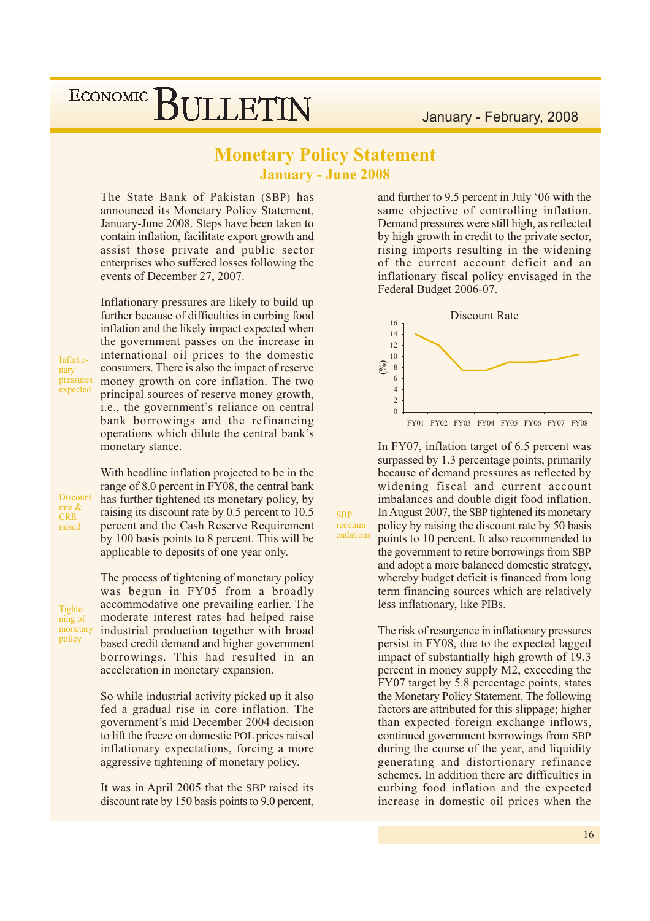## Monetary Policy Statement

### January - June 2008

The State Bank of Pakistan (SBP) has announced its Monetary Policy Statement, January-June 2008. Steps have been taken to contain inflation, facilitate export growth and assist those private and public sector enterprises who suffered losses following the events of December 27, 2007.

*Inflationary pressures expected*

Inflationary pressures are likely to build up further because of difficulties in curbing food inflation and the likely impact expected when the government passes on the increase in international oil prices to the domestic consumers. There is also the impact of reserve money growth on core inflation. The two principal sources of reserve money growth, i.e., the government's reliance on central bank borrowings and the refinancing operations which dilute the central bank's monetary stance.

*Discount rate & CRR raised*

With headline inflation projected to be in the range of 8.0 percent in FY08, the central bank has further tightened its monetary policy, by raising its discount rate by 0.5 percent to 10.5 percent and the Cash Reserve Requirement by 100 basis points to 8 percent. This will be applicable to deposits of one year only.

*Tightening of monetary policy*

The process of tightening of monetary policy was begun in FY05 from a broadly accommodative one prevailing earlier. The moderate interest rates had helped raise industrial production together with broad based credit demand and higher government borrowings. This had resulted in an acceleration in monetary expansion.

So while industrial activity picked up it also fed a gradual rise in core inflation. The government's mid December 2004 decision to lift the freeze on domestic POL prices raised inflationary expectations, forcing a more aggressive tightening of monetary policy.

It was in April 2005 that the SBP raised its discount rate by 150 basis points to 9.0 percent, and further to 9.5 percent in July '06 with the same objective of controlling inflation. Demand pressures were still high, as reflected by high growth in credit to the private sector, rising imports resulting in the widening of the current account deficit and an inflationary fiscal policy envisaged in the Federal Budget 2006-07.

**Discount Rate**

| | FY01 | FY02 | FY03 | FY04 | FY05 | FY06 | FY07 | FY08 |
|---|---|---|---|---|---|---|---|---|
| (%) | 14 | 12 | 7.5 | 7.5 | 9 | 9 | 9.5 | 10.5 |

*SBP recommendations*

In FY07, inflation target of 6.5 percent was surpassed by 1.3 percentage points, primarily because of demand pressures as reflected by widening fiscal and current account imbalances and double digit food inflation. In August 2007, the SBP tightened its monetary policy by raising the discount rate by 50 basis points to 10 percent. It also recommended to the government to retire borrowings from SBP and adopt a more balanced domestic strategy, whereby budget deficit is financed from long term financing sources which are relatively less inflationary, like PIBs.

The risk of resurgence in inflationary pressures persist in FY08, due to the expected lagged impact of substantially high growth of 19.3 percent in money supply M2, exceeding the FY07 target by 5.8 percentage points, states the Monetary Policy Statement. The following factors are attributed for this slippage; higher than expected foreign exchange inflows, continued government borrowings from SBP during the course of the year, and liquidity generating and distortionary refinance schemes. In addition there are difficulties in curbing food inflation and the expected increase in domestic oil prices when the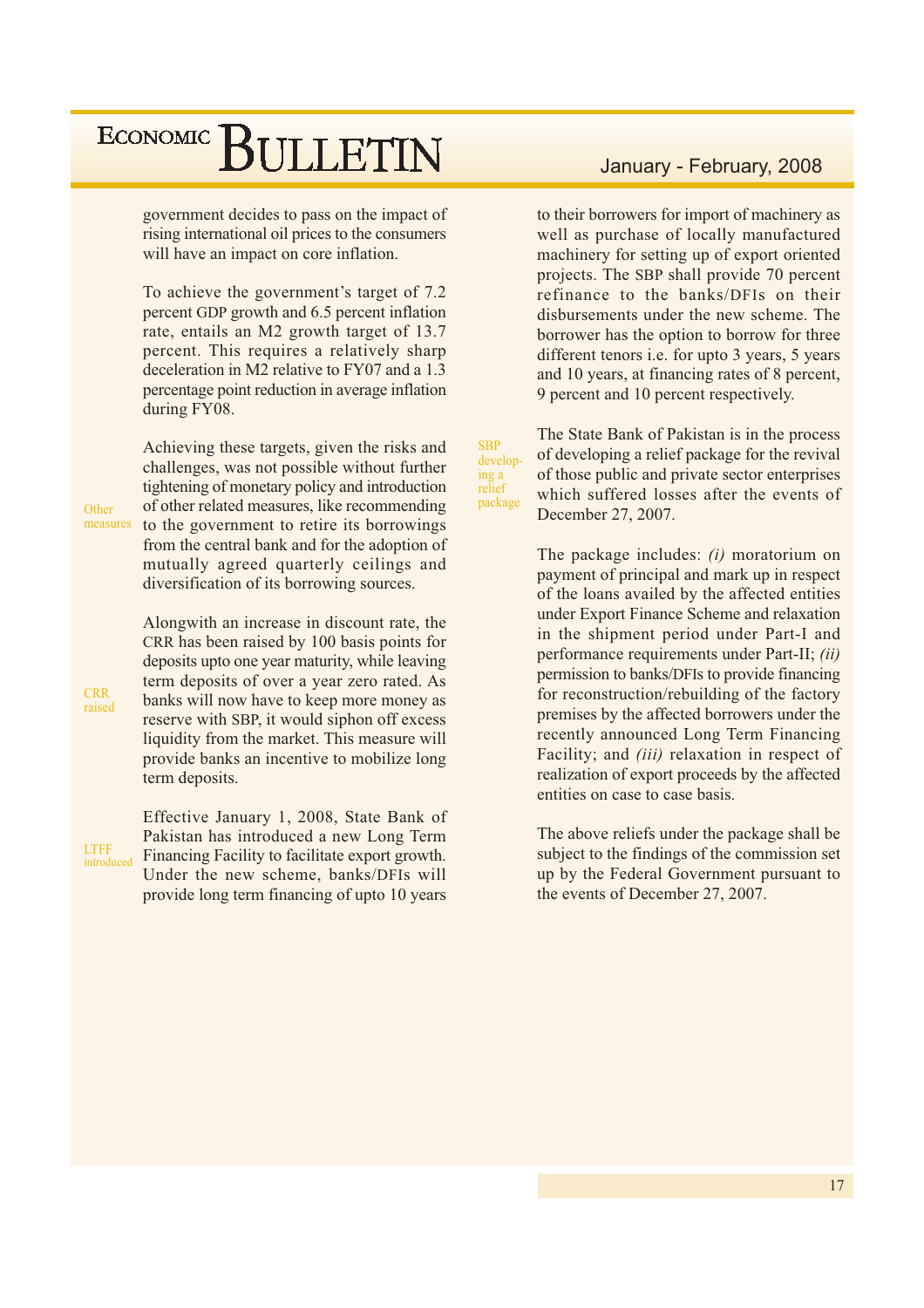government decides to pass on the impact of rising international oil prices to the consumers will have an impact on core inflation.

To achieve the government's target of 7.2 percent GDP growth and 6.5 percent inflation rate, entails an M2 growth target of 13.7 percent. This requires a relatively sharp deceleration in M2 relative to FY07 and a 1.3 percentage point reduction in average inflation during FY08.

*Other measures*

Achieving these targets, given the risks and challenges, was not possible without further tightening of monetary policy and introduction of other related measures, like recommending to the government to retire its borrowings from the central bank and for the adoption of mutually agreed quarterly ceilings and diversification of its borrowing sources.

*CRR raised*

Alongwith an increase in discount rate, the CRR has been raised by 100 basis points for deposits upto one year maturity, while leaving term deposits of over a year zero rated. As banks will now have to keep more money as reserve with SBP, it would siphon off excess liquidity from the market. This measure will provide banks an incentive to mobilize long term deposits.

*LTFF introduced*

Effective January 1, 2008, State Bank of Pakistan has introduced a new Long Term Financing Facility to facilitate export growth. Under the new scheme, banks/DFIs will provide long term financing of upto 10 years to their borrowers for import of machinery as well as purchase of locally manufactured machinery for setting up of export oriented projects. The SBP shall provide 70 percent refinance to the banks/DFIs on their disbursements under the new scheme. The borrower has the option to borrow for three different tenors i.e. for upto 3 years, 5 years and 10 years, at financing rates of 8 percent, 9 percent and 10 percent respectively.

*SBP developing a relief package*

The State Bank of Pakistan is in the process of developing a relief package for the revival of those public and private sector enterprises which suffered losses after the events of December 27, 2007.

The package includes: *(i)* moratorium on payment of principal and mark up in respect of the loans availed by the affected entities under Export Finance Scheme and relaxation in the shipment period under Part-I and performance requirements under Part-II; *(ii)* permission to banks/DFIs to provide financing for reconstruction/rebuilding of the factory premises by the affected borrowers under the recently announced Long Term Financing Facility; and *(iii)* relaxation in respect of realization of export proceeds by the affected entities on case to case basis.

The above reliefs under the package shall be subject to the findings of the commission set up by the Federal Government pursuant to the events of December 27, 2007.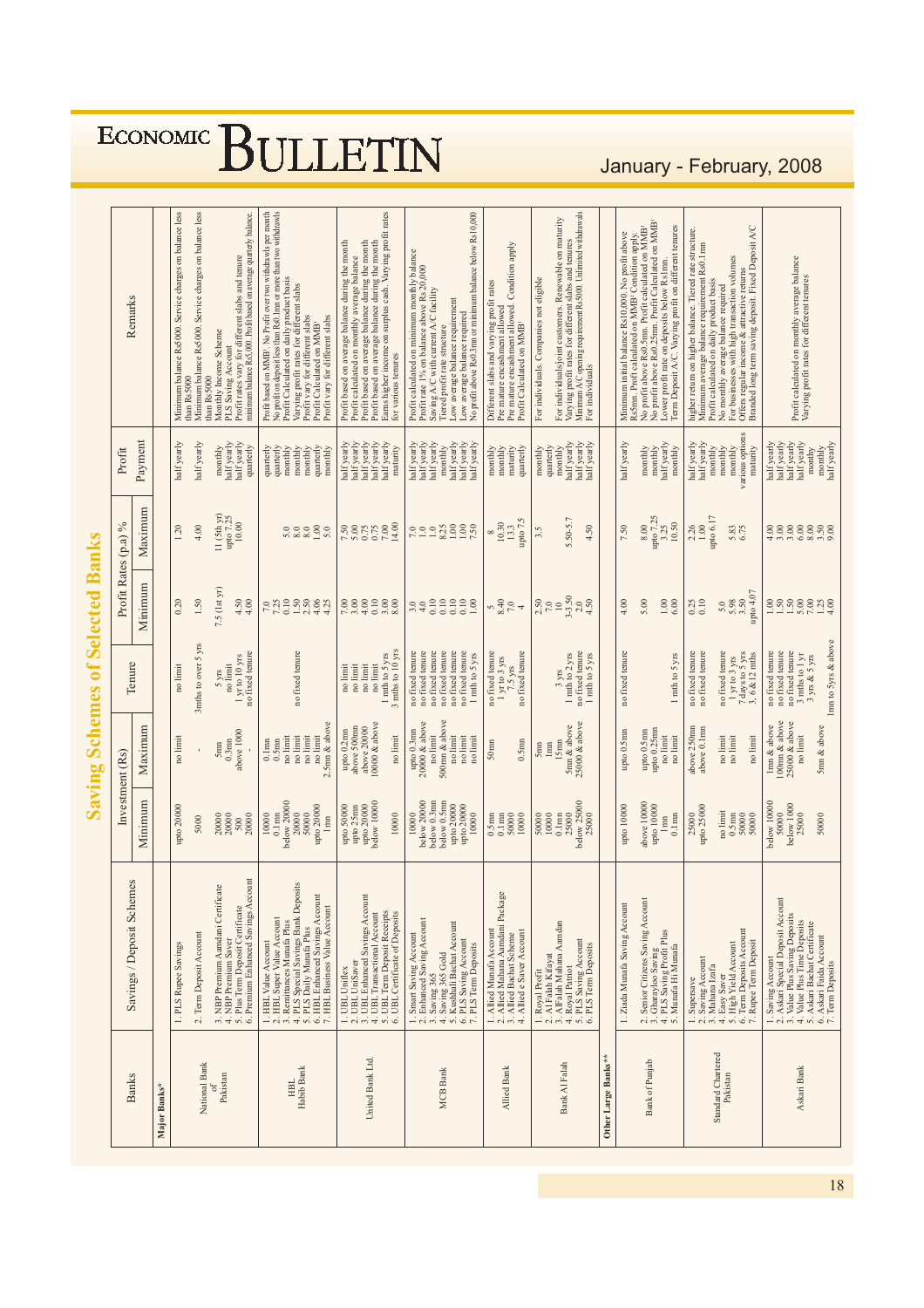# Saving Schemes of Selected Banks

| Banks | Savings / Deposit Schemes | Investment (Rs) Minimum | Investment (Rs) Maximum | Tenure | Profit Rates (p.a) % Minimum | Profit Rates (p.a) % Maximum | Profit Payment | Remarks |
|---|---|---|---|---|---|---|---|---|
| **Major Banks*** | | | | | | | | |
| National Bank of Pakistan | 1. PLS Rupee Savings | upto 20000 | no limit | no limit | 0.20 | 1.20 | half yearly | Minimum balance Rs5000. Service charges on balance less than Rs5000 |
| | 2. Term Deposit Account | 5000 | - | 3mths to over 5 yrs | 1.50 | 4.00 | half yearly | Minimum balance Rs5000. Service charges on balance less than Rs5000 |
| | 3. NBP Premium Aamdani Certificate | 20000 | 5mn | 5 yrs | 7.5 (1st yr) | 11 (5th yr) | monthly | Monthly Income Scheme |
| | 4. NBP Premium Saver | 20000 | 0.3mn | no limit | | upto 7.25 | half yearly | PLS Saving Account |
| | 5. Plus Term Deposit Certificate | 500 | above 1000 | 1 yr to 10 yrs | 4.50 | 10.00 | half yearly | Profit rates vary for different slabs and tenure |
| | 6. Premium Enhanced Savings Account | 20000 | - | no fixed tenure | 4.00 | | quarterly | minimum balance Rs5,000. Profit based on average quarterly balance. |
| HBL Habib Bank | 1. HBL Value Account | 10000 | 0.1mn | | 7.0 | | quarterly | Profit based on MMB¹. No Profit over two withdrawals per month |
| | 2. HBL Super Value Account | 0.1mn | 0.5mn | | 7.25 | 5.0 | quarterly | No profit on deposit less than Rs0.1mn or more than two withdrawals |
| | 3. Remittances Munafa Plus | below 20000 | no limit | | 0.10 | 8.0 | monthly | Profit Calculated on daily product basis |
| | 4. PLS Special Savings Bank Deposits | 20000 | no limit | no fixed tenure | 1.50 | 8.0 | monthly | Varying profit rates for different slabs |
| | 5. PLS Daily Munafa Plus | 50000 | no limit | | 2.50 | 8.0 | monthly | Profit vary for different slabs |
| | 6. HBL Enhanced Savings Account | upto 20000 | no limit | | 4.06 | 8.0 | quarterly | Profit Calculated on MMB¹ |
| | 7. HBL Business Value Account | 1mn | 2.5mn & above | | 4.25 | 5.0 | monthly | Profit vary for different slabs |
| United Bank Ltd. | 1. UBL Uniflex | upto 50000 | upto 0.2mn | no limit | 7.00 | 7.50 | half yearly | Profit based on average balance during the month |
| | 2. UBL UniSaver | upto 2.5mn | above 500mn | no limit | 3.00 | 5.00 | half yearly | Profit calculated on monthly average balance |
| | 3. UBL Enhanced Savings Account | upto 20000 | above 20000 | no limit | 4.00 | 0.75 | half yearly | Profit based on average balance during the month |
| | 4. UBL Transactional Account | below 10000 | 10000 & above | no limit | 0.10 | 0.75 | half yearly | Profit based on average balance during the month |
| | 5. UBL Term Deposit Receipts | | | 1 mth to 5 yrs | 3.00 | 7.00 | half yearly | Earns higher income on surplus cash. Varying profit rates for various tenures |
| | 6. UBL Certificate of Deposits | 10000 | no limit | 3 mths to 10 yrs | 8.00 | 14.00 | maturity | |
| MCB Bank | 1. Smart Saving Account | 10000 | upto 0.3mn | no fixed tenure | 3.0 | 7.0 | half yearly | Profit calculated on minimum monthly balance |
| | 2. Enhanced Saving Account | below 20000 | 20000 & above | no fixed tenure | 4.0 | 1.0 | half yearly | Profit rate 1% on balance above Rs 20,000 |
| | 3. Saving 365 | below 0.3mn | no limit | no fixed tenure | 0.10 | 1.0 | half yearly | Saving A/C with current A/C facility |
| | 4. Saving 365 Gold | below 0.5mn | 500mn & above | no fixed tenure | 0.10 | 8.25 | monthly | Tiered profit rate structure |
| | 5. Kushhali Bachat Account | upto 20000 | no limit | no fixed tenure | 0.10 | 1.00 | half yearly | Low average balance requirement |
| | 6. PLS Saving Account | upto 20000 | no limit | no fixed tenure | 0.10 | 1.00 | half yearly | Low average balance required |
| | 7. PLS Term Deposits | 10000 | no limit | 1 mth to 5 yrs | 1.00 | 7.50 | half yearly | No profit above Rs0.3mn or minimum balance below Rs10,000 |
| Allied Bank | 1. Allied Munafa Account | 0.5mn | 50mn | no fixed tenure | 5 | 8 | monthly | Different slabs and varying profit rates |
| | 2. Allied Mahana Aamdani Package | 0.1mn | | 1 yr to 3 yrs | 8.40 | 10.0 | monthly | Pre mature encashment allowed |
| | 3. Allied Bachat Scheme | 5000 | | 7.5 yrs | 7.0 | 13.3 | maturity | Pre mature encashment allowed. Condition apply |
| | 4. Allied e Saver Account | 10000 | 0.5mn | no fixed tenure | 4 | upto 7.5 | quarterly | Profit Calculated on MMB¹ |
| Bank Al Falah | 1. Royal Profit | 50000 | 5mn | | 2.50 | 3.5 | monthly | For individuals. Companies not eligible |
| | 2. Al Falah Kifayat | 10000 | 1mn | | 7.0 | | quarterly | |
| | 3. AlFalah Mahana Aamdan | 0.1mn | 15mn | 3 yrs | 10 | | monthly | For individuals/joint customers. Renewable on maturity |
| | 4. Royal Patriot | 25000 | 5mn & above | 1 mth to 2 yrs | 3-3.50 | 5.50-5.7 | half yearly | Varying profit rates for different slabs and tenures |
| | 5. PLS Saving Account | below 25000 | 25000 & above | no fixed tenure | 2.0 | | half yearly | Minimum A/C opening requirement Rs5000. Unlimited withdrawals |
| | 6. PLS Term Deposits | 25000 | | 1 mth to 5 yrs | 4.50 | 4.50 | half yearly | For individuals |
| **Other Large Banks**** | | | | | | | | |
| Bank of Punjab | 1. Ziada Munafa Saving Account | upto 10000 | upto 0.5mn | no fixed tenure | 4.00 | 7.50 | half yearly | Minimum initial balance Rs10,000. No profit above Rs5mn. Profit calculated on MMB¹ Condition apply. |
| | 2. Senior Citizens Saving Account | above 10000 | upto 0.5mn | | 5.00 | 8.00 | monthly | No profit above Rs0.5mn. Profit calculated on MMB¹ |
| | 3. Gharayloo Saving | upto 10000 | upto 0.25mn | | | upto 7.25 | monthly | No profit above Rs0.25mn. Profit Calculated on MMB¹ |
| | 4. PLS Saving Profit Plus | 1mn | no limit | | 1.00 | 3.25 | half yearly | Lower profit rate on deposits below Rs1mn. |
| | 5. Munafa Hi Munafa | 0.1mn | no limit | 1 mth to 5 yrs | 6.00 | 10.50 | monthly | Term Deposit A/C. Varying profit on different tenures |
| Standard Chartered Pakistan | 1. Supersave | 25000 | above 250mn | no fixed tenure | 0.25 | 2.26 | half yearly | higher return on higher balance. Tiered rate structure. |
| | 2. Saving Account | upto 25000 | above 0.1mn | no fixed tenure | 0.10 | 1.00 | half yearly | Minimum average balance requirement Rs0.1mn |
| | 3. Mahana Izafa | | | | | upto 6.17 | monthly | Profit calculated on daily product basis |
| | 4. Easy Saver | no limit | no limit | no fixed tenure | 5.0 | | monthly | No monthly average balance required |
| | 5. High Yield Account | 0.5mn | no limit | 1 yr to 5 yrs | 5.98 | 5.83 | monthly | For businesses with high transaction volumes |
| | 6. Term Deposits Account | 50000 | | 7days to 5 yrs | 3.50 | 6.75 | various options | Offers regular income & attractive returns |
| | 7. Rupee Term Deposit | 50000 | no limit | 3, 6 & 12 mths | upto 4.07 | | maturity | Branded long term saving deposit. Fixed Deposit A/C |
| Askari Bank | 1. Saving Account | below 10000 | 1mn & above | no fixed tenure | 1.00 | 4.00 | half yearly | |
| | 2. Askari Special Deposit Account | 50000 | 100mn & above | no fixed tenure | 1.50 | 3.00 | half yearly | |
| | 3. Value Plus Saving Deposits | below 1000 | 25000 & above | no fixed tenure | 1.50 | 3.00 | half yearly | Profit calculated on monthly average balance |
| | 4. Value Plus Time Deposits | 25000 | no limit | 3 mths to 1 yr | 5.00 | 6.00 | half yearly | Varying profit rates for different tenures |
| | 5. Askari Bachat Certificate | | | 3 yrs & 5 yrs | 7.00 | 8.00 | monthly | |
| | 6. Askari Faida Account | 50000 | 5mn & above | | 1.25 | 3.50 | monthly | |
| | 7. Term Deposits | | | 1mn to 5yrs & above | 4.00 | 9.00 | half yearly | |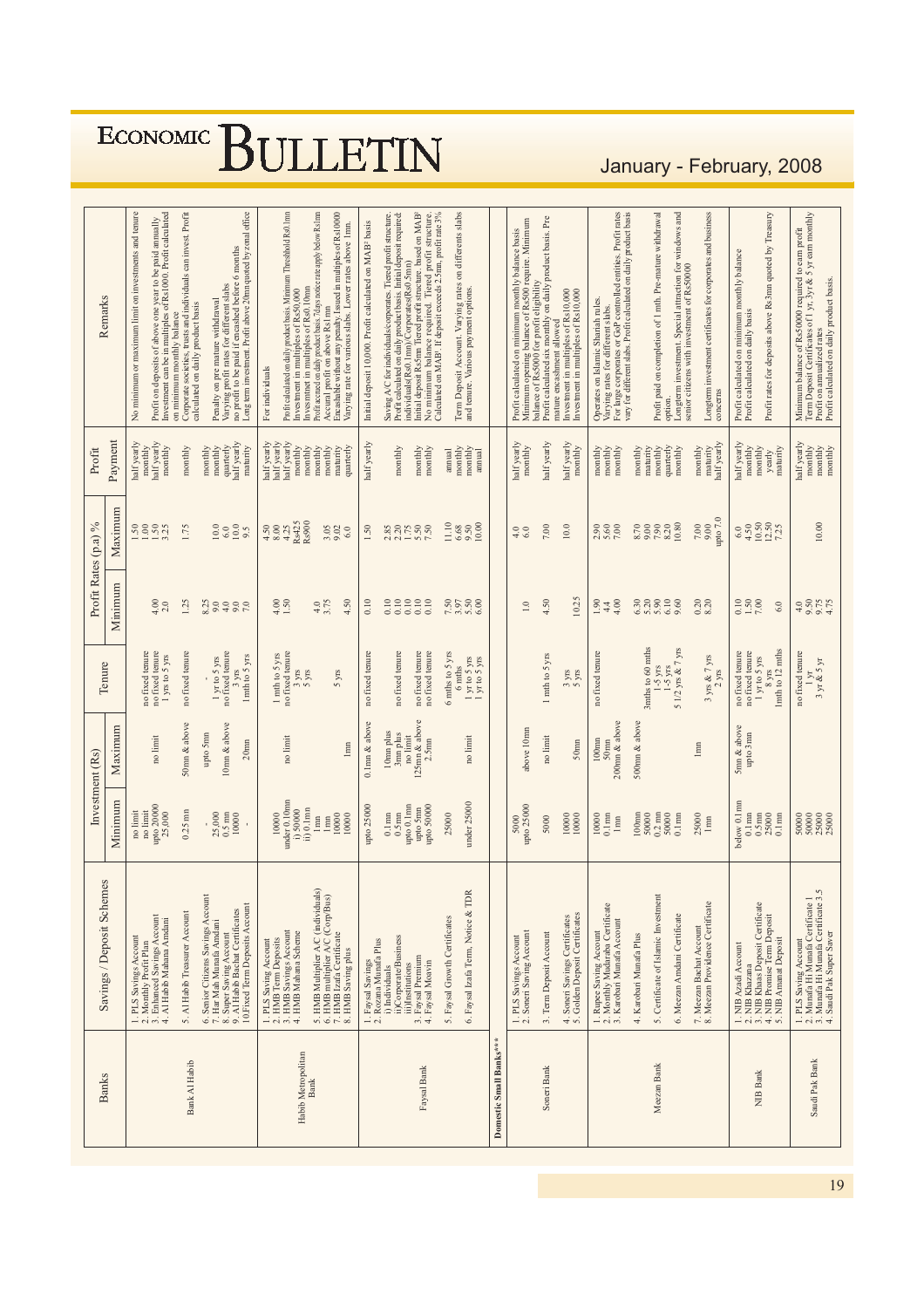| Banks | Savings / Deposit Schemes | Investment (Rs) | | Tenure | Profit Rates (p.a) % | | Profit | Remarks |
|---|---|---|---|---|---|---|---|---|
| | | Minimum | Maximum | | Minimum | Maximum | Payment | |
| Bank Al Habib | 1. PLS Savings Account<br>2. Monthly Profit Plan<br>3. Enhanced Savings Account<br>4. Al Habib Mahana Amdani<br><br>5. Al Habib Treasurer Account<br><br>6. Senior Citizens Savings Account<br>7. Har Mah Munafa Amdani<br>8. Super Saving Account<br>9. Al Habib Bachat Certificates<br>10.Fixed Term Deposits Account | no limit<br>no limit<br>upto 20000<br>25,000<br><br>0.25 mn<br><br>-<br>25,000<br>0.5 mn<br>10000<br>- | no limit<br><br><br><br>50mn & above<br><br>upto 5mn<br><br>10mn & above<br><br>20mn | no fixed tenure<br>no fixed tenure<br>1 yrs to 5 yrs<br><br>no fixed tenure<br><br>-<br>1 yr to 5 yrs<br>no fixed tenure<br>3 yrs<br>1mth to 5 yrs | <br>4.00<br>2.0<br><br>1.25<br><br>8.25<br>9.0<br>4.0<br>9.0<br>7.0 | 1.50<br>1.00<br>1.50<br>3.25<br><br>1.75<br><br><br>10.0<br>6.0<br>10.0<br>9.5 | half yearly<br>monthly<br>half yearly<br>monthly<br><br>monthly<br><br>monthly<br>monthly<br>quarterly<br>half yearly<br>maturity | No minimum or maximum limit on investments and tenure<br>Profit on deposits of above one year to be paid annually<br>Investment can be in multiples of Rs1000. Profit calculated on minimum monthly balance<br>Corporate societies, trusts and individuals can invest. Profit calculated on daily product basis<br><br>Penalty on pre mature withdrawal<br>Varying profit rates for different slabs<br>no profit to be paid if encashed before 6 months<br>Long term investment. Profit above 20mn quoted by zonal office |
| Habib Metropolitan Bank | 1. PLS Saving Account<br>2. HMB Term Deposits<br>3. HMB Savings Account<br>4. HMB Mahana Scheme<br><br>5. HMB Multiplier A/C (individuals)<br>6. HMB multiplier A/C (Corp/Bus)<br>7. HMB Izafa Certificate<br>8. HMB Saving plus | 10000<br>under 0.10mn<br>i) 50000<br>ii) 0.1mn<br>1mn<br>1mn<br>10000<br>10000 | no limit<br><br><br><br><br><br>1mn | 1 mth to 5 yrs<br>no fixed tenure<br>3 yrs<br>5 yrs<br><br><br>5 yrs | 4.00<br>1.50<br><br><br>4.0<br>3.75<br><br>4.50 | 4.50<br>8.00<br>4.25<br>Rs425<br>Rs900<br>3.05<br>9.02<br>6.0 | half yearly<br>half yearly<br>half yearly<br>monthly<br>monthly<br>monthly<br>maturity<br>quarterly | For individuals<br>Profit calculated on daily product basis. Minimum Threshold Rs0.1mn<br>Investment in multiples of Rs50,000<br>Investment in multiples of Rs0.10mn<br>Profit accrued on daily product basis. 7 days notice rate apply below Rs1mn<br>Accrual profit on above Rs1 mn<br>Encashable without any penalty. Issued in multiples of Rs10000<br>Varying rate for various slabs. Lower rates above 1mn. |
| Faysal Bank | 1. Faysal Savings<br>2. Rozana Munafa Plus<br>i) Individuals<br>ii)Corporate/Business<br>iii)Institutions<br>3. Faysal Premium<br>4. Faysal Moavin<br><br>5. Faysal Growth Certificates<br><br>6. Faysal Izafa Term, Notice & TDR | upto 25000<br><br>0.1mn<br>0.5mn<br>upto 0.1mn<br>upto 5mn<br>upto 50000<br><br>25000<br><br>under 25000 | 0.1mn & above<br><br>10mn plus<br>3mn plus<br>no limit<br>125mn & above<br>2.5mn<br><br><br><br>no limit | no fixed tenure<br><br>no fixed tenure<br><br>no fixed tenure<br>no fixed tenure<br><br>6 mths to 5 yrs<br>6 mths<br>1 yr to 5 yrs<br>1 yr to 5 yrs | 0.10<br><br>0.10<br>0.10<br>0.10<br>0.10<br>0.10<br><br>7.50<br>3.97<br>5.50<br>6.00 | 1.50<br><br>2.85<br>2.20<br>1.75<br>5.50<br>7.50<br><br>11.10<br>6.68<br>9.50<br>10.00 | half yearly<br><br>monthly<br><br>monthly<br>monthly<br><br>annual<br>monthly<br>monthly<br>annual | Initial deposit 10,000. Profit calculated on MAB* basis<br>Saving A/C for individuals/corporates. Tiered profit structure. Profit calculated on daily product basis. Initial deposit required: individuals(Rs0.1mn)/Corporates(Rs0.5mn)<br>Initial deposit Rs5mn. Tiered profit structure, based on MAB*<br>No minimum balance required. Tiered profit structure. Calculated on MAB*. If deposit exceeds 2.5mn, profit rate 3%<br><br>Term Deposit Account. Varying rates on differents slabs and tenure. Various payment options. |
| Domestic Small Banks*** | | | | | | | | |
| Soneri Bank | 1. PLS Savings Account<br>2. Soneri Saving Account<br><br>3. Term Deposit Account<br><br>4. Soneri Savings Certificates<br>5. Golden Deposit Certificates | 5000<br>upto 25000<br><br>5000<br><br>10000<br>10000 | above 10mn<br><br>no limit<br><br>50mn | 1 mth to 5 yrs<br><br>3 yrs<br>5 yrs | 1.0<br><br>4.50<br><br>10.25 | 4.0<br>6.0<br><br>7.00<br><br>10.0 | half yearly<br>monthly<br><br>half yearly<br><br>half yearly<br>monthly | Profit calculated on minimum monthly balance basis<br>Minimum opening balance of Rs500 require. Minimum balance of Rs5000 for profit eligibility<br>Profit calculated six monthly on daily product basis. Pre mature encashment allowed<br>Investment in multiples of Rs10,000<br>Investment in multiples of Rs10,000 |
| Meezan Bank | 1. Rupee Saving Account<br>2. Monthly Mudaraba Certificate<br>3. Karobari Munafa Account<br><br>4. Karobari Munafa Plus<br><br>5. Certificate of Islamic Investment<br><br>6. Meezan Amdani Certificate<br><br>7. Meezan Bachat Account<br>8. Meezan Providence Certificate | 10000<br>0.1mn<br>1mn<br><br>100mn<br>50000<br>0.2 mn<br>50000<br>0.1mn<br><br>25000<br>1mn | 100mn<br>50mn<br>200mn & above<br><br>500mn & above<br><br><br><br><br><br>1mn | no fixed tenure<br><br><br><br>3mths to 60 mths<br>1-5 yrs<br>1-5 yrs<br>5 1/2 yrs & 7 yrs<br><br><br>3 yrs & 7 yrs<br>2 yrs | 1.90<br>4.4<br>4.00<br><br>6.30<br>5.20<br>5.90<br>6.10<br>9.60<br><br>0.20<br>8.20 | 2.90<br>5.60<br>7.00<br><br>8.70<br>9.00<br>7.90<br>8.20<br>10.80<br><br>7.00<br>9.00<br>upto 7.0 | monthly<br>monthly<br>monthly<br><br>monthly<br>maturity<br>monthly<br>quarterly<br>monthly<br><br>monthly<br>maturity<br>half yearly | Operates on Islamic Shariah rules.<br>Varying rates for different slabs.<br>For large corporates or GoP controlled entities. Profit rates vary for different slabs. Profit calculated on daily product basis<br><br>Profit paid on completion of 1 mth. Pre-mature withdrawal option.<br>Longterm investment. Special attraction for windows and senior citizens with investment of Rs50000<br><br>Longterm investment certificates for corporates and business concerns |
| NIB Bank | 1. NIB Azadi Account<br>2. NIB Khazana<br>3. NIB Khaas Deposit Certificate<br>4. NIB Promise Term Deposit<br>5. NIB Amanat Deposit | below 0.1mn<br>0.1mn<br>0.5mn<br>25000<br>0.1mn | 5mn & above<br>upto 3mn | no fixed tenure<br>no fixed tenure<br>1 yr to 5 yrs<br>8 yrs<br>1mth to 12 mths | 0.10<br>1.50<br>7.00<br><br>6.0 | 6.0<br>4.50<br>10.50<br>12.50<br>7.25 | half yearly<br>monthly<br>monthly<br>yearly<br>maturity | Profit calculated on minimum monthly balance<br>Profit calculated on daily basis<br><br>Profit rates for deposits above Rs3mn quoted by Treasury |
| Saudi Pak Bank | 1. PLS Saving Account<br>2. Munafa Hi Munafa Certificate 1<br>3. Munafa Hi Munafa Certificate 3 5<br>4. Saudi Pak Super Saver | 50000<br>50000<br>25000<br>25000 | | no fixed tenure<br>1 yr<br>3 yr & 5 yr | 4.0<br>9.50<br>9.75<br>4.75 | <br><br><br>10.00 | half yearly<br>monthly<br>monthly<br>monthly | Minimum balance of Rs50000 required to earn profit<br>Term Deposit Certificates of 1 yr, 3yr & 5 yr earn monthly<br>Profit on annualized rates<br>Profit calculated on daily product basis. |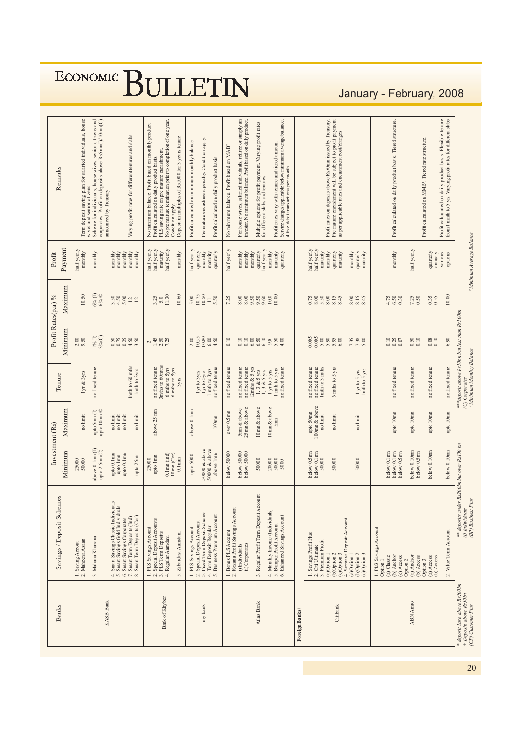| Banks | Savings / Deposit Schemes | Investment (Rs) | | Tenure | Profit Rates(p.a) % | | Profit Payment | Remarks |
|---|---|---|---|---|---|---|---|---|
| | | Minimum | Maximum | | Minimum | Maximum | | |
| KASB Bank | 1. Saving Acount<br>2. Maheena Asaan | 25000<br>50000 | no limit | 1yr & 3yrs | 2.00<br>9.50 | 10.50 | half yearly<br>monthly | Term deposit saving plan for salaried individuals, house wives and senior citizens |
| | 3. Mahana Khazana | above 0.1mn (I)<br>upto 2.5mn(C) | upto 5mn (I)<br>upto 10mn © | no fixed tenure | 1% (I)<br>3%(C) | 6% (I)<br>6% © | monthly | Scheme for individuals, house wives, senior citizens and corporates. Profit on deposits above Rs5mn(I)/10mn(C) announced by Treasury |
| | 4. Smart Savings Classic Individuals<br>5. Smart Savings Gold Individuals<br>6. Smart Savings Corporates<br>7. Smart Term Deposits (Ind)<br>8. Smart Term Deposits (Cor) | upto 0.1mn<br>upto 1mn<br>upto 0.1mn<br><br>upto 25mn | no limit<br>no limit<br>no limit<br><br>no limit | <br><br><br>1mth to 60 mths<br>1mth to 3yrs | 0.50<br>0.75<br>0.25<br>4.50<br>3.50 | 3.50<br>4.50<br>5.00<br>12<br>12 | monthly<br>monthly<br>monthly<br>monthly<br>monthly | Varying profit rates for different tenures and slabs |
| Bank of Khyber | 1. PLS Savings Account<br>2. Special Deposit Accounts<br>3. PLS Term Deposits<br>4. Regular Aamdani | 25000<br>upto 1mn<br><br>0.1mn (ind)<br>10mn (Cor) | above 25 mn | no fixed tenure<br>3mths to 60mths<br>6 mths to 5yrs<br>6 mths to 5yrs | 2<br>1.45<br>2.50<br>7.25 | 3.25<br>5.0<br>11.30 | half yearly<br>half yearly<br>maturity<br>half yearly | No minimum balance. Profit based on monthly product. Profit calculated on daily product basis. PLS saving rate on pre mature encashment. No pre mature termination prior to completion of one year. Condition apply. |
| | 5. Zabardast Aamdani | 0.1mn | | 3yrs | | 10.60 | monthly | Deposit in multiples of Rs1000 for 3 years tenure |
| my bank | 1. PLS Savings Account<br>2. Special Deposit Account<br>3. Fixed Term Deposit Scheme<br>4. Term Deposit Regular<br>5. Business Premium Account | upto 5000<br><br>50000 & above<br>50000 & above<br>above 1mn | above 0.1mn<br><br><br><br>100mn | <br><br>1yr to 3yrs<br>1yr to 3yrs<br>1 mth to 3yrs<br>no fixed tenure | 2.00<br>10.35<br>10.00<br>6.00<br>4.50 | 5.00<br>10.75<br>10.50<br>11<br>5.50 | half yearly<br>quarterly<br>monthly<br>maturity<br>quarterly | Profit calculated on minimum monthly balance<br>Pre mature encashment penalty. Condition apply.<br>Profit calculated on daily product basis |
| Atlas Bank | 1. Bonus PLS Account<br>2. Rozana Profit Savings Account<br>i) Individuals<br>ii) Corporates | below 50000<br><br>below 50000<br>below 50000 | over 0.5mn<br><br>5mn & above<br>25mn & above | no fixed tenure<br><br>no fixed tenure<br>no fixed tenure | 0.10<br><br>0.10<br>0.10 | 7.25<br><br>8.00<br>8.00 | half yearly<br><br>monthly<br>monthly | No minimum balance. Profit based on MAB[2]<br>For house wives, salaried individuals, retiree or simply an investor. No minimum balance. Profit based on daily product. |
| | 3. Regular Profit Term Deposit Account | 50000 | 10mn & above | 12mths & 5 yrs<br>1, 3 & 5 yrs<br>1, 3 & 5 yrs | 6.00<br>6.50<br>6.10 | 9.50<br>9.50<br>9.60 | monthly<br>quarterly<br>half yearly | Multiple options for profit payment. Varying profit rates for different slabs and tenures. |
| | 4. Monthly Income (Individuals)<br>5. Bumper Profit Account<br>6. Enhanced Savings Account | 20000<br>50000<br>5000 | 10mn & above<br>5mn | 1 yr to 5 yrs<br>1 mth to 5 yrs<br>no fixed tenure | 9.0<br>5.50<br>4.00 | 10.0<br>10.00 | monthly<br>maturity<br>quarterly | Profit rates vary with tenure and tiered amount<br>Service charges applicable below minimum average balance. 4 free debit transactions per month |
| **Foreign Banks+** | | | | | | | | |
| Citibank | 1. Savings Profit Plus<br>2. Citi Ultimate<br>3. Premium Profit<br>(a)Option 1<br>(b)Option 2<br>(c)Option 3 | below 0.5mn<br>below 0.1mn<br>50000<br><br>50000 | upto 50mn<br>100mn & above<br>no limit<br><br>no limit | no fixed tenure<br>no fixed tenure<br>1mth to 3 mths<br><br>6 mths to 5 yrs | 0.005<br>0.005<br>5.00<br>5.90<br>5.95<br>6.00 | 0.75<br>8.00<br>5.50<br>8.00<br>8.15<br>8.45 | half yearly<br>half yearly<br>maturity<br>monthly<br>quarterly<br>maturity | Profit rates on deposits above Rs50mn issued by Treasury. Pre mature encashment will be subject to profit payment as per applicable rates and encashment cost/charges |
| | 4. Sarmaya Deposit Account<br>(a)Option 1<br>(b)Option 2<br>(c)Option 3 | 50000 | no limit | 1 yr to 5 yrs<br>1mth to 5 yrs | 7.35<br>7.38<br>5.00 | 8.00<br>8.15<br>8.45 | monthly<br>quarterly<br>maturity | |
| ABN Amro | 1. PLS Savings Account<br>Option 1<br>(a) Classic<br>(b) Anchor<br>(c) Access | below 0.1mn<br>below 0.1mn<br>below 0.5mn | upto 10mn | no fixed tenure | 0.10<br>0.25<br>0.07 | 4.75<br>6.50<br>0.30 | monthly | Profit calculated on daily product basis. Tiered structure. |
| | Option 2<br>(a) Anchor<br>(b) Access | below 0.10mn<br>below 0.5mn | upto 10mn | no fixed tenure | 0.50<br>0.10 | 7.25<br>0.50 | half yearly | |
| | Option 3<br>(a) Access<br>(b) Access | below 0.10mn | upto 10mn | no fixed tenure | 0.08<br>0.10 | 0.35<br>0.55 | quarterly<br>annualy | Profit calculated on MMB[1]. Tiered rate structure. |
| | 2. Value Term Account | below 0.10mn | upto 10mn | no fixed tenure | 6.90 | 10.00 | various options | Profit calculated on daily product basis. Flexible tenure from 1 mth to 5 yrs. Varying profit rates for different slabs |

\* deposit base above Rs200bn ** deposits under Rs200bn but over Rs100 bn ***deposit above Rs10bn but less than Rs100bn
+ Deposits above Rs50bn (I) Individuals (C) Corporates
(CP) Customer Plus (BP) Business Plus [1] Minimum Monthly Balance [2] Minimum Average Balance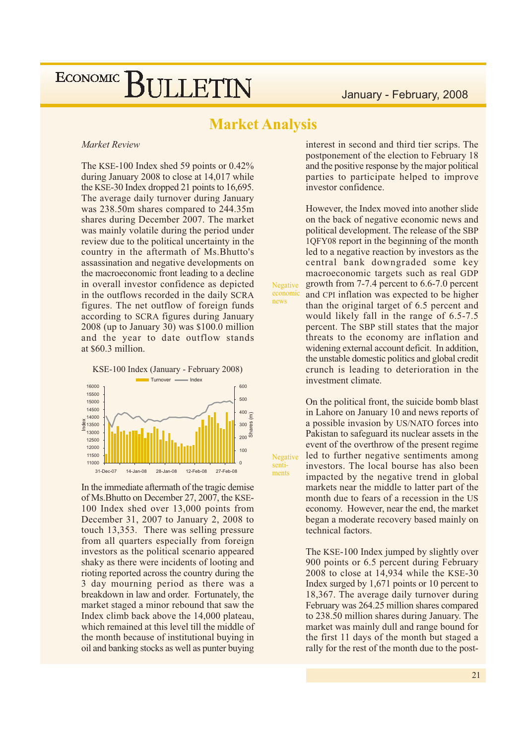# Market Analysis

*Market Review*

The KSE-100 Index shed 59 points or 0.42% during January 2008 to close at 14,017 while the KSE-30 Index dropped 21 points to 16,695. The average daily turnover during January was 238.50m shares compared to 244.35m shares during December 2007. The market was mainly volatile during the period under review due to the political uncertainty in the country in the aftermath of Ms.Bhutto's assassination and negative developments on the macroeconomic front leading to a decline in overall investor confidence as depicted in the outflows recorded in the daily SCRA figures. The net outflow of foreign funds according to SCRA figures during January 2008 (up to January 30) was $100.0 million and the year to date outflow stands at $60.3 million.

KSE-100 Index (January - February 2008)

In the immediate aftermath of the tragic demise of Ms.Bhutto on December 27, 2007, the KSE-100 Index shed over 13,000 points from December 31, 2007 to January 2, 2008 to touch 13,353. There was selling pressure from all quarters especially from foreign investors as the political scenario appeared shaky as there were incidents of looting and rioting reported across the country during the 3 day mourning period as there was a breakdown in law and order. Fortunately, the market staged a minor rebound that saw the Index climb back above the 14,000 plateau, which remained at this level till the middle of the month because of institutional buying in oil and banking stocks as well as punter buying interest in second and third tier scrips. The postponement of the election to February 18 and the positive response by the major political parties to participate helped to improve investor confidence.

However, the Index moved into another slide on the back of negative economic news and political development. The release of the SBP 1QFY08 report in the beginning of the month led to a negative reaction by investors as the central bank downgraded some key macroeconomic targets such as real GDP growth from 7-7.4 percent to 6.6-7.0 percent and CPI inflation was expected to be higher than the original target of 6.5 percent and would likely fall in the range of 6.5-7.5 percent. The SBP still states that the major threats to the economy are inflation and widening external account deficit. In addition, the unstable domestic politics and global credit crunch is leading to deterioration in the investment climate.

*Negative economic news*

On the political front, the suicide bomb blast in Lahore on January 10 and news reports of a possible invasion by US/NATO forces into Pakistan to safeguard its nuclear assets in the event of the overthrow of the present regime led to further negative sentiments among investors. The local bourse has also been impacted by the negative trend in global markets near the middle to latter part of the month due to fears of a recession in the US economy. However, near the end, the market began a moderate recovery based mainly on technical factors.

*Negative senti-ments*

The KSE-100 Index jumped by slightly over 900 points or 6.5 percent during February 2008 to close at 14,934 while the KSE-30 Index surged by 1,671 points or 10 percent to 18,367. The average daily turnover during February was 264.25 million shares compared to 238.50 million shares during January. The market was mainly dull and range bound for the first 11 days of the month but staged a rally for the rest of the month due to the post-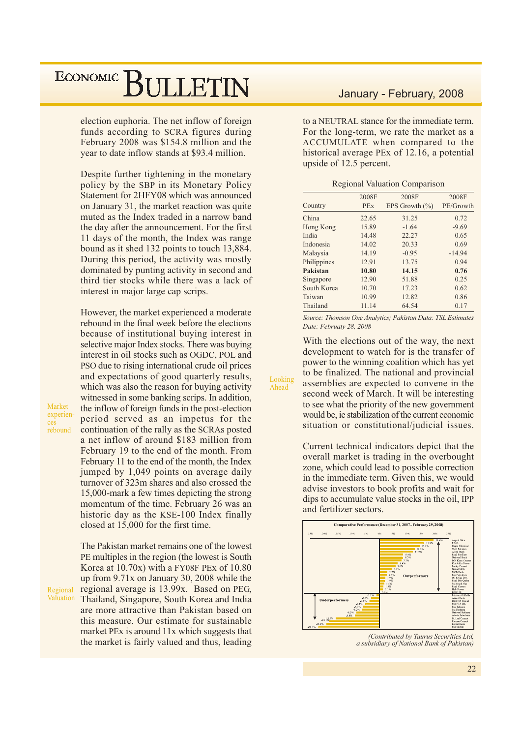election euphoria. The net inflow of foreign funds according to SCRA figures during February 2008 was $154.8 million and the year to date inflow stands at $93.4 million.

Despite further tightening in the monetary policy by the SBP in its Monetary Policy Statement for 2HFY08 which was announced on January 31, the market reaction was quite muted as the Index traded in a narrow band the day after the announcement. For the first 11 days of the month, the Index was range bound as it shed 132 points to touch 13,884. During this period, the activity was mostly dominated by punting activity in second and third tier stocks while there was a lack of interest in major large cap scrips.

**Market experiences rebound**

However, the market experienced a moderate rebound in the final week before the elections because of institutional buying interest in selective major Index stocks. There was buying interest in oil stocks such as OGDC, POL and PSO due to rising international crude oil prices and expectations of good quarterly results, which was also the reason for buying activity witnessed in some banking scrips. In addition, the inflow of foreign funds in the post-election period served as an impetus for the continuation of the rally as the SCRAs posted a net inflow of around $183 million from February 19 to the end of the month. From February 11 to the end of the month, the Index jumped by 1,049 points on average daily turnover of 323m shares and also crossed the 15,000-mark a few times depicting the strong momentum of the time. February 26 was an historic day as the KSE-100 Index finally closed at 15,000 for the first time.

**Regional Valuation**

The Pakistan market remains one of the lowest PE multiples in the region (the lowest is South Korea at 10.70x) with a FY08F PEx of 10.80 up from 9.71x on January 30, 2008 while the regional average is 13.99x. Based on PEG, Thailand, Singapore, South Korea and India are more attractive than Pakistan based on this measure. Our estimate for sustainable market PEx is around 11x which suggests that the market is fairly valued and thus, leading to a NEUTRAL stance for the immediate term. For the long-term, we rate the market as a ACCUMULATE when compared to the historical average PEx of 12.16, a potential upside of 12.5 percent.

Regional Valuation Comparison

| Country | 2008F PEx | 2008F EPS Growth (%) | 2008F PE/Growth |
|---|---|---|---|
| China | 22.65 | 31.25 | 0.72 |
| Hong Kong | 15.89 | -1.64 | -9.69 |
| India | 14.48 | 22.27 | 0.65 |
| Indonesia | 14.02 | 20.33 | 0.69 |
| Malaysia | 14.19 | -0.95 | -14.94 |
| Philippines | 12.91 | 13.75 | 0.94 |
| **Pakistan** | **10.80** | **14.15** | **0.76** |
| Singapore | 12.90 | 51.88 | 0.25 |
| South Korea | 10.70 | 17.23 | 0.62 |
| Taiwan | 10.99 | 12.82 | 0.86 |
| Thailand | 11.14 | 64.54 | 0.17 |

*Source: Thomson One Analytics; Pakistan Data: TSL Estimates*
*Date: Februaty 28, 2008*

**Looking Ahead**

With the elections out of the way, the next development to watch for is the transfer of power to the winning coalition which has yet to be finalized. The national and provincial assemblies are expected to convene in the second week of March. It will be interesting to see what the priority of the new government would be, ie stabilization of the current economic situation or constitutional/judicial issues.

Current technical indicators depict that the overall market is trading in the overbought zone, which could lead to possible correction in the immediate term. Given this, we would advise investors to book profits and wait for dips to accumulate value stocks in the oil, IPP and fertilizer sectors.

Comparative Performance (December 31, 2007 - February 29, 2008)

*(Contributed by Taurus Securities Ltd, a subsidiary of National Bank of Pakistan)*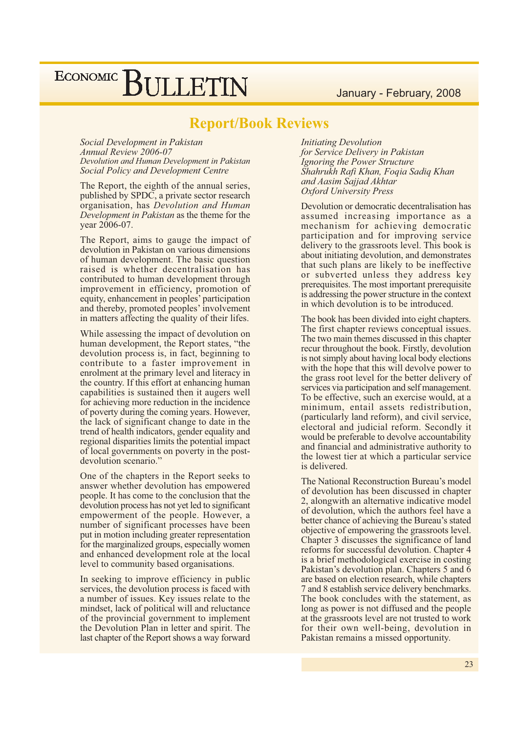# Report/Book Reviews

*Social Development in Pakistan*
*Annual Review 2006-07*
*Devolution and Human Development in Pakistan*
*Social Policy and Development Centre*

The Report, the eighth of the annual series, published by SPDC, a private sector research organisation, has *Devolution and Human Development in Pakistan* as the theme for the year 2006-07.

The Report, aims to gauge the impact of devolution in Pakistan on various dimensions of human development. The basic question raised is whether decentralisation has contributed to human development through improvement in efficiency, promotion of equity, enhancement in peoples' participation and thereby, promoted peoples' involvement in matters affecting the quality of their lifes.

While assessing the impact of devolution on human development, the Report states, "the devolution process is, in fact, beginning to contribute to a faster improvement in enrolment at the primary level and literacy in the country. If this effort at enhancing human capabilities is sustained then it augers well for achieving more reduction in the incidence of poverty during the coming years. However, the lack of significant change to date in the trend of health indicators, gender equality and regional disparities limits the potential impact of local governments on poverty in the post-devolution scenario."

One of the chapters in the Report seeks to answer whether devolution has empowered people. It has come to the conclusion that the devolution process has not yet led to significant empowerment of the people. However, a number of significant processes have been put in motion including greater representation for the marginalized groups, especially women and enhanced development role at the local level to community based organisations.

In seeking to improve efficiency in public services, the devolution process is faced with a number of issues. Key issues relate to the mindset, lack of political will and reluctance of the provincial government to implement the Devolution Plan in letter and spirit. The last chapter of the Report shows a way forward

*Initiating Devolution*
*for Service Delivery in Pakistan*
*Ignoring the Power Structure*
*Shahrukh Rafi Khan, Foqia Sadiq Khan*
*and Aasim Sajjad Akhtar*
*Oxford University Press*

Devolution or democratic decentralisation has assumed increasing importance as a mechanism for achieving democratic participation and for improving service delivery to the grassroots level. This book is about initiating devolution, and demonstrates that such plans are likely to be ineffective or subverted unless they address key prerequisites. The most important prerequisite is addressing the power structure in the context in which devolution is to be introduced.

The book has been divided into eight chapters. The first chapter reviews conceptual issues. The two main themes discussed in this chapter recur throughout the book. Firstly, devolution is not simply about having local body elections with the hope that this will devolve power to the grass root level for the better delivery of services via participation and self management. To be effective, such an exercise would, at a minimum, entail assets redistribution, (particularly land reform), and civil service, electoral and judicial reform. Secondly it would be preferable to devolve accountability and financial and administrative authority to the lowest tier at which a particular service is delivered.

The National Reconstruction Bureau's model of devolution has been discussed in chapter 2, alongwith an alternative indicative model of devolution, which the authors feel have a better chance of achieving the Bureau's stated objective of empowering the grassroots level. Chapter 3 discusses the significance of land reforms for successful devolution. Chapter 4 is a brief methodological exercise in costing Pakistan's devolution plan. Chapters 5 and 6 are based on election research, while chapters 7 and 8 establish service delivery benchmarks. The book concludes with the statement, as long as power is not diffused and the people at the grassroots level are not trusted to work for their own well-being, devolution in Pakistan remains a missed opportunity.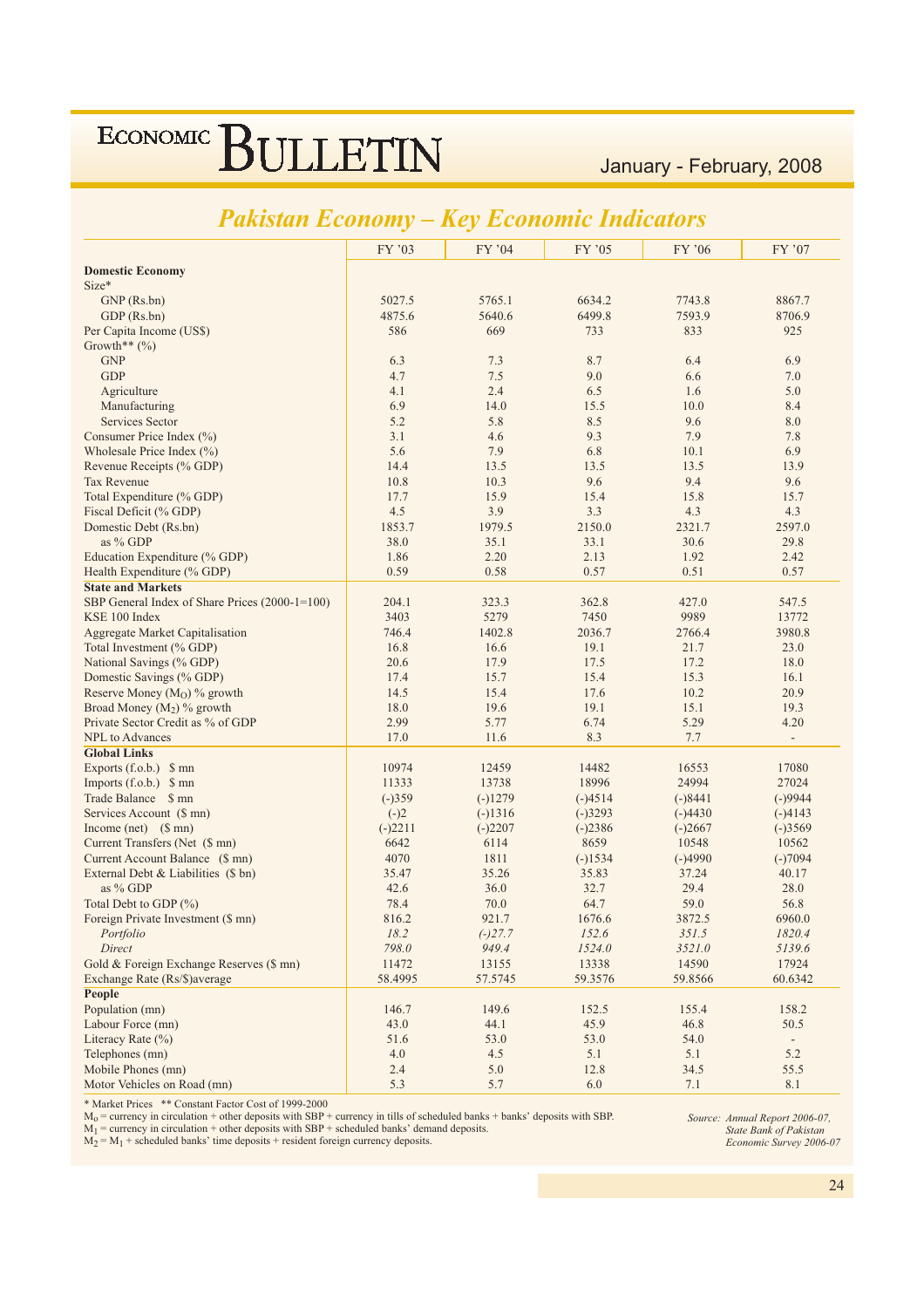## Pakistan Economy – Key Economic Indicators

| | FY '03 | FY '04 | FY '05 | FY '06 | FY '07 |
|---|---|---|---|---|---|
| **Domestic Economy** | | | | | |
| Size* | | | | | |
| GNP (Rs.bn) | 5027.5 | 5765.1 | 6634.2 | 7743.8 | 8867.7 |
| GDP (Rs.bn) | 4875.6 | 5640.6 | 6499.8 | 7593.9 | 8706.9 |
| Per Capita Income (US$) | 586 | 669 | 733 | 833 | 925 |
| Growth** (%) | | | | | |
| GNP | 6.3 | 7.3 | 8.7 | 6.4 | 6.9 |
| GDP | 4.7 | 7.5 | 9.0 | 6.6 | 7.0 |
| Agriculture | 4.1 | 2.4 | 6.5 | 1.6 | 5.0 |
| Manufacturing | 6.9 | 14.0 | 15.5 | 10.0 | 8.4 |
| Services Sector | 5.2 | 5.8 | 8.5 | 9.6 | 8.0 |
| Consumer Price Index (%) | 3.1 | 4.6 | 9.3 | 7.9 | 7.8 |
| Wholesale Price Index (%) | 5.6 | 7.9 | 6.8 | 10.1 | 6.9 |
| Revenue Receipts (% GDP) | 14.4 | 13.5 | 13.5 | 13.5 | 13.9 |
| Tax Revenue | 10.8 | 10.3 | 9.6 | 9.4 | 9.6 |
| Total Expenditure (% GDP) | 17.7 | 15.9 | 15.4 | 15.8 | 15.7 |
| Fiscal Deficit (% GDP) | 4.5 | 3.9 | 3.3 | 4.3 | 4.3 |
| Domestic Debt (Rs.bn) | 1853.7 | 1979.5 | 2150.0 | 2321.7 | 2597.0 |
| as % GDP | 38.0 | 35.1 | 33.1 | 30.6 | 29.8 |
| Education Expenditure (% GDP) | 1.86 | 2.20 | 2.13 | 1.92 | 2.42 |
| Health Expenditure (% GDP) | 0.59 | 0.58 | 0.57 | 0.51 | 0.57 |
| **State and Markets** | | | | | |
| SBP General Index of Share Prices (2000-1=100) | 204.1 | 323.3 | 362.8 | 427.0 | 547.5 |
| KSE 100 Index | 3403 | 5279 | 7450 | 9989 | 13772 |
| Aggregate Market Capitalisation | 746.4 | 1402.8 | 2036.7 | 2766.4 | 3980.8 |
| Total Investment (% GDP) | 16.8 | 16.6 | 19.1 | 21.7 | 23.0 |
| National Savings (% GDP) | 20.6 | 17.9 | 17.5 | 17.2 | 18.0 |
| Domestic Savings (% GDP) | 17.4 | 15.7 | 15.4 | 15.3 | 16.1 |
| Reserve Money ($M_O$) % growth | 14.5 | 15.4 | 17.6 | 10.2 | 20.9 |
| Broad Money ($M_2$) % growth | 18.0 | 19.6 | 19.1 | 15.1 | 19.3 |
| Private Sector Credit as % of GDP | 2.99 | 5.77 | 6.74 | 5.29 | 4.20 |
| NPL to Advances | 17.0 | 11.6 | 8.3 | 7.7 | - |
| **Global Links** | | | | | |
| Exports (f.o.b.) $ mn | 10974 | 12459 | 14482 | 16553 | 17080 |
| Imports (f.o.b.) $ mn | 11333 | 13738 | 18996 | 24994 | 27024 |
| Trade Balance $ mn | (-)359 | (-)1279 | (-)4514 | (-)8441 | (-)9944 |
| Services Account ($ mn) | (-)2 | (-)1316 | (-)3293 | (-)4430 | (-)4143 |
| Income (net) ($ mn) | (-)2211 | (-)2207 | (-)2386 | (-)2667 | (-)3569 |
| Current Transfers (Net ($ mn) | 6642 | 6114 | 8659 | 10548 | 10562 |
| Current Account Balance ($ mn) | 4070 | 1811 | (-)1534 | (-)4990 | (-)7094 |
| External Debt & Liabilities ($ bn) | 35.47 | 35.26 | 35.83 | 37.24 | 40.17 |
| as % GDP | 42.6 | 36.0 | 32.7 | 29.4 | 28.0 |
| Total Debt to GDP (%) | 78.4 | 70.0 | 64.7 | 59.0 | 56.8 |
| Foreign Private Investment ($ mn) | 816.2 | 921.7 | 1676.6 | 3872.5 | 6960.0 |
| *Portfolio* | *18.2* | *(-)27.7* | *152.6* | *351.5* | *1820.4* |
| *Direct* | *798.0* | *949.4* | *1524.0* | *3521.0* | *5139.6* |
| Gold & Foreign Exchange Reserves ($ mn) | 11472 | 13155 | 13338 | 14590 | 17924 |
| Exchange Rate (Rs/$)average | 58.4995 | 57.5745 | 59.3576 | 59.8566 | 60.6342 |
| **People** | | | | | |
| Population (mn) | 146.7 | 149.6 | 152.5 | 155.4 | 158.2 |
| Labour Force (mn) | 43.0 | 44.1 | 45.9 | 46.8 | 50.5 |
| Literacy Rate (%) | 51.6 | 53.0 | 53.0 | 54.0 | - |
| Telephones (mn) | 4.0 | 4.5 | 5.1 | 5.1 | 5.2 |
| Mobile Phones (mn) | 2.4 | 5.0 | 12.8 | 34.5 | 55.5 |
| Motor Vehicles on Road (mn) | 5.3 | 5.7 | 6.0 | 7.1 | 8.1 |

\* Market Prices ** Constant Factor Cost of 1999-2000

$M_o$ = currency in circulation + other deposits with SBP + currency in tills of scheduled banks + banks' deposits with SBP.
$M_1$ = currency in circulation + other deposits with SBP + scheduled banks' demand deposits.
$M_2$ = $M_1$ + scheduled banks' time deposits + resident foreign currency deposits.

*Source: Annual Report 2006-07, State Bank of Pakistan Economic Survey 2006-07*